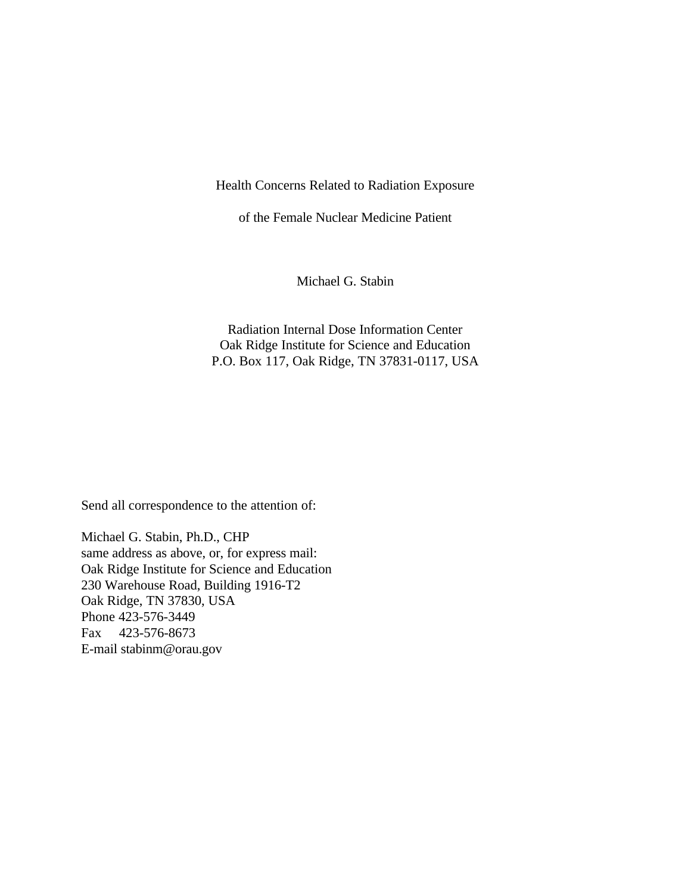# Health Concerns Related to Radiation Exposure of the Female Nuclear Medicine Patient

Michael G. Stabin

Radiation Internal Dose Information Center
Oak Ridge Institute for Science and Education
P.O. Box 117, Oak Ridge, TN 37831-0117, USA

Send all correspondence to the attention of:

Michael G. Stabin, Ph.D., CHP
same address as above, or, for express mail:
Oak Ridge Institute for Science and Education
230 Warehouse Road, Building 1916-T2
Oak Ridge, TN 37830, USA
Phone 423-576-3449
Fax 423-576-8673
E-mail stabinm@orau.gov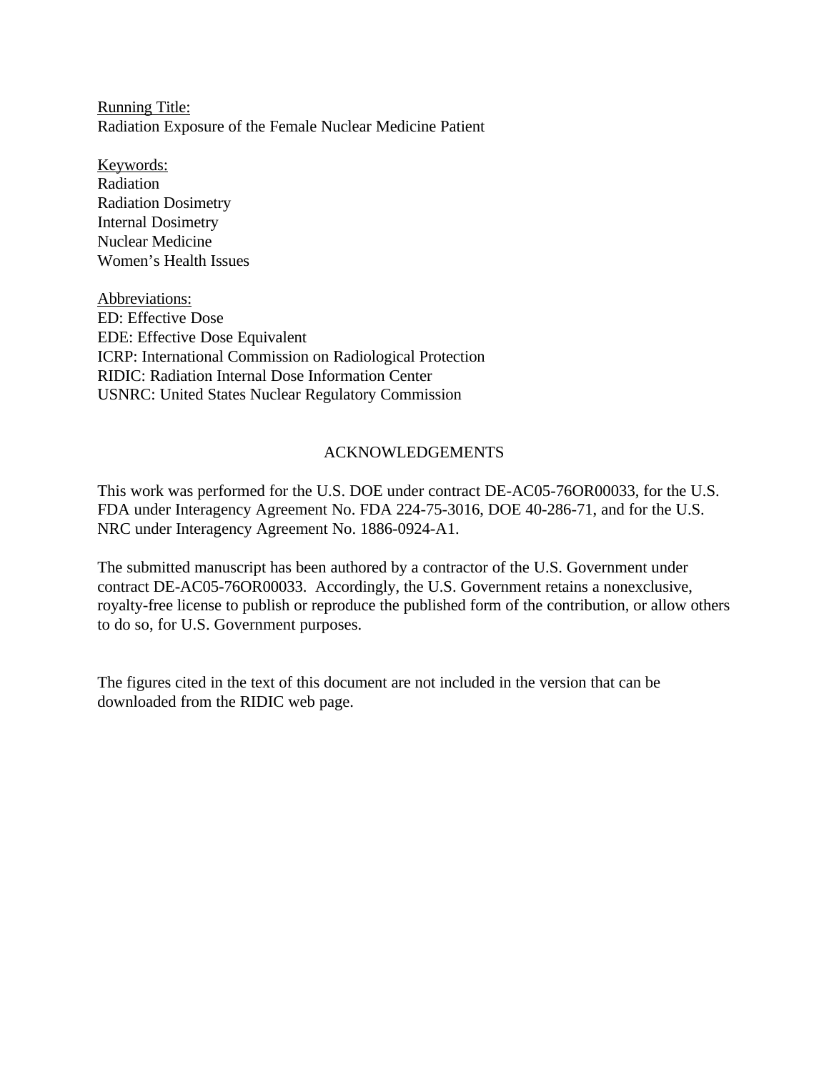Running Title:
Radiation Exposure of the Female Nuclear Medicine Patient

Keywords:
Radiation
Radiation Dosimetry
Internal Dosimetry
Nuclear Medicine
Women's Health Issues

Abbreviations:
ED: Effective Dose
EDE: Effective Dose Equivalent
ICRP: International Commission on Radiological Protection
RIDIC: Radiation Internal Dose Information Center
USNRC: United States Nuclear Regulatory Commission

## ACKNOWLEDGEMENTS

This work was performed for the U.S. DOE under contract DE-AC05-76OR00033, for the U.S. FDA under Interagency Agreement No. FDA 224-75-3016, DOE 40-286-71, and for the U.S. NRC under Interagency Agreement No. 1886-0924-A1.

The submitted manuscript has been authored by a contractor of the U.S. Government under contract DE-AC05-76OR00033. Accordingly, the U.S. Government retains a nonexclusive, royalty-free license to publish or reproduce the published form of the contribution, or allow others to do so, for U.S. Government purposes.

The figures cited in the text of this document are not included in the version that can be downloaded from the RIDIC web page.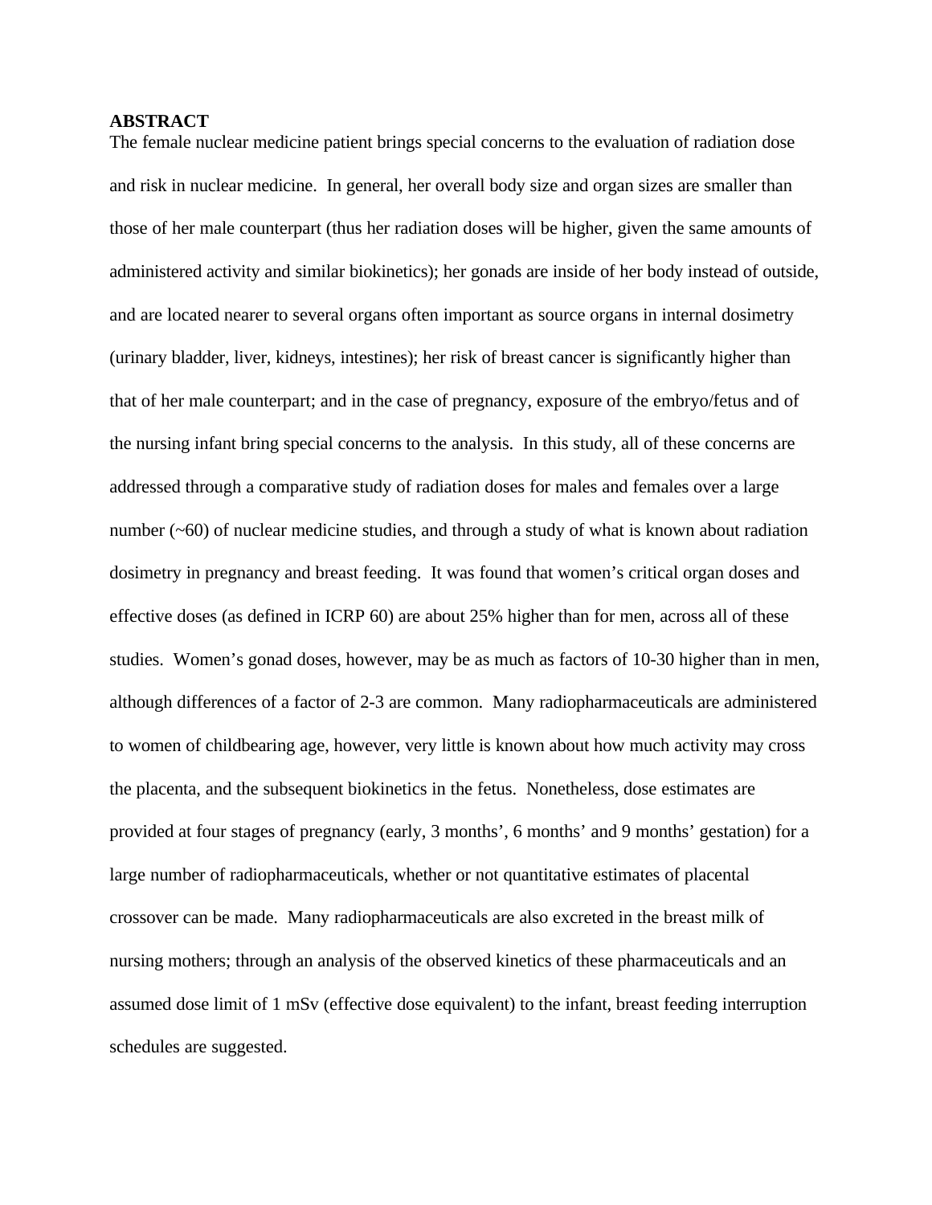**ABSTRACT**

The female nuclear medicine patient brings special concerns to the evaluation of radiation dose and risk in nuclear medicine. In general, her overall body size and organ sizes are smaller than those of her male counterpart (thus her radiation doses will be higher, given the same amounts of administered activity and similar biokinetics); her gonads are inside of her body instead of outside, and are located nearer to several organs often important as source organs in internal dosimetry (urinary bladder, liver, kidneys, intestines); her risk of breast cancer is significantly higher than that of her male counterpart; and in the case of pregnancy, exposure of the embryo/fetus and of the nursing infant bring special concerns to the analysis. In this study, all of these concerns are addressed through a comparative study of radiation doses for males and females over a large number (~60) of nuclear medicine studies, and through a study of what is known about radiation dosimetry in pregnancy and breast feeding. It was found that women's critical organ doses and effective doses (as defined in ICRP 60) are about 25% higher than for men, across all of these studies. Women's gonad doses, however, may be as much as factors of 10-30 higher than in men, although differences of a factor of 2-3 are common. Many radiopharmaceuticals are administered to women of childbearing age, however, very little is known about how much activity may cross the placenta, and the subsequent biokinetics in the fetus. Nonetheless, dose estimates are provided at four stages of pregnancy (early, 3 months', 6 months' and 9 months' gestation) for a large number of radiopharmaceuticals, whether or not quantitative estimates of placental crossover can be made. Many radiopharmaceuticals are also excreted in the breast milk of nursing mothers; through an analysis of the observed kinetics of these pharmaceuticals and an assumed dose limit of 1 mSv (effective dose equivalent) to the infant, breast feeding interruption schedules are suggested.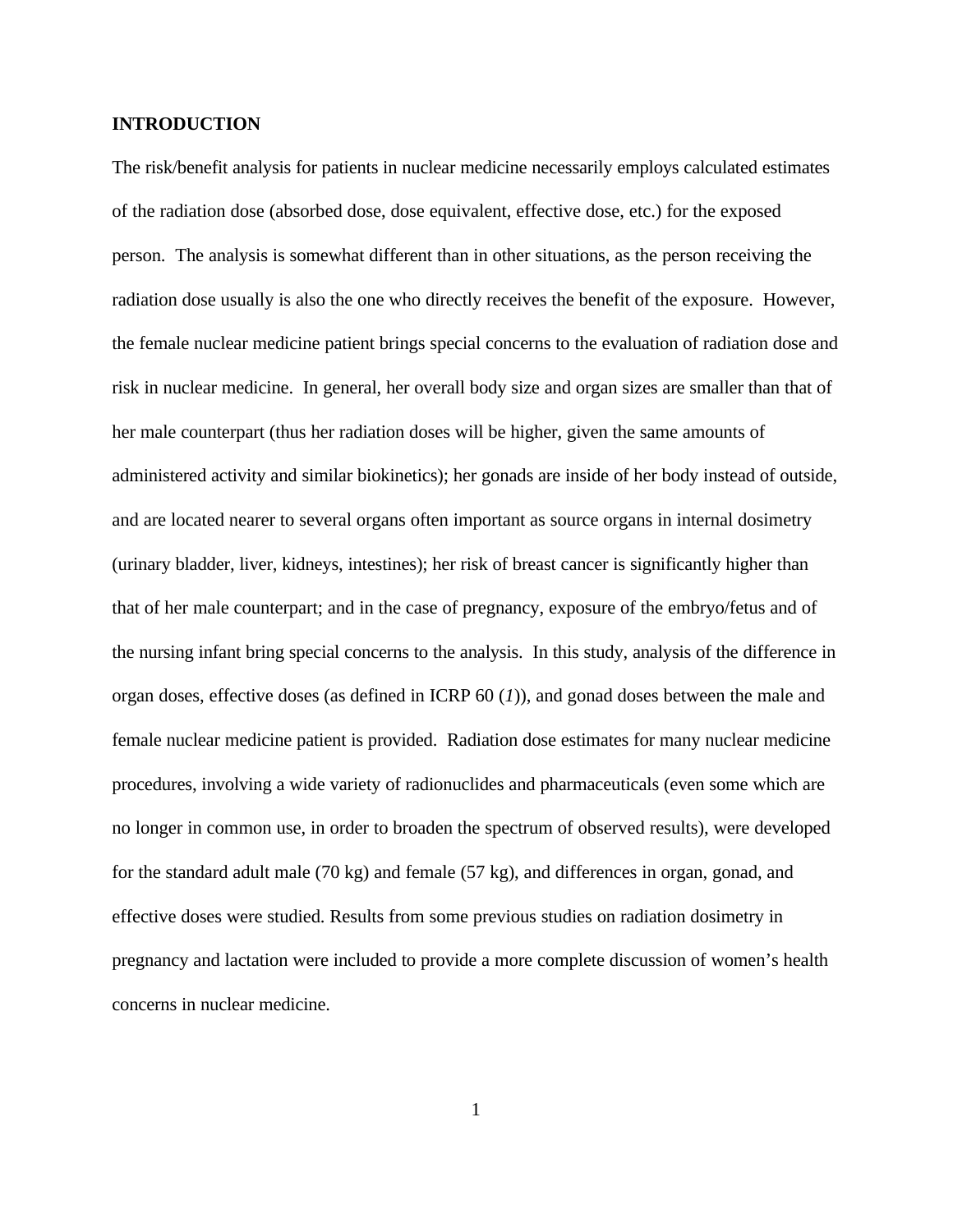## INTRODUCTION

The risk/benefit analysis for patients in nuclear medicine necessarily employs calculated estimates of the radiation dose (absorbed dose, dose equivalent, effective dose, etc.) for the exposed person. The analysis is somewhat different than in other situations, as the person receiving the radiation dose usually is also the one who directly receives the benefit of the exposure. However, the female nuclear medicine patient brings special concerns to the evaluation of radiation dose and risk in nuclear medicine. In general, her overall body size and organ sizes are smaller than that of her male counterpart (thus her radiation doses will be higher, given the same amounts of administered activity and similar biokinetics); her gonads are inside of her body instead of outside, and are located nearer to several organs often important as source organs in internal dosimetry (urinary bladder, liver, kidneys, intestines); her risk of breast cancer is significantly higher than that of her male counterpart; and in the case of pregnancy, exposure of the embryo/fetus and of the nursing infant bring special concerns to the analysis. In this study, analysis of the difference in organ doses, effective doses (as defined in ICRP 60 (*1*)), and gonad doses between the male and female nuclear medicine patient is provided. Radiation dose estimates for many nuclear medicine procedures, involving a wide variety of radionuclides and pharmaceuticals (even some which are no longer in common use, in order to broaden the spectrum of observed results), were developed for the standard adult male (70 kg) and female (57 kg), and differences in organ, gonad, and effective doses were studied. Results from some previous studies on radiation dosimetry in pregnancy and lactation were included to provide a more complete discussion of women's health concerns in nuclear medicine.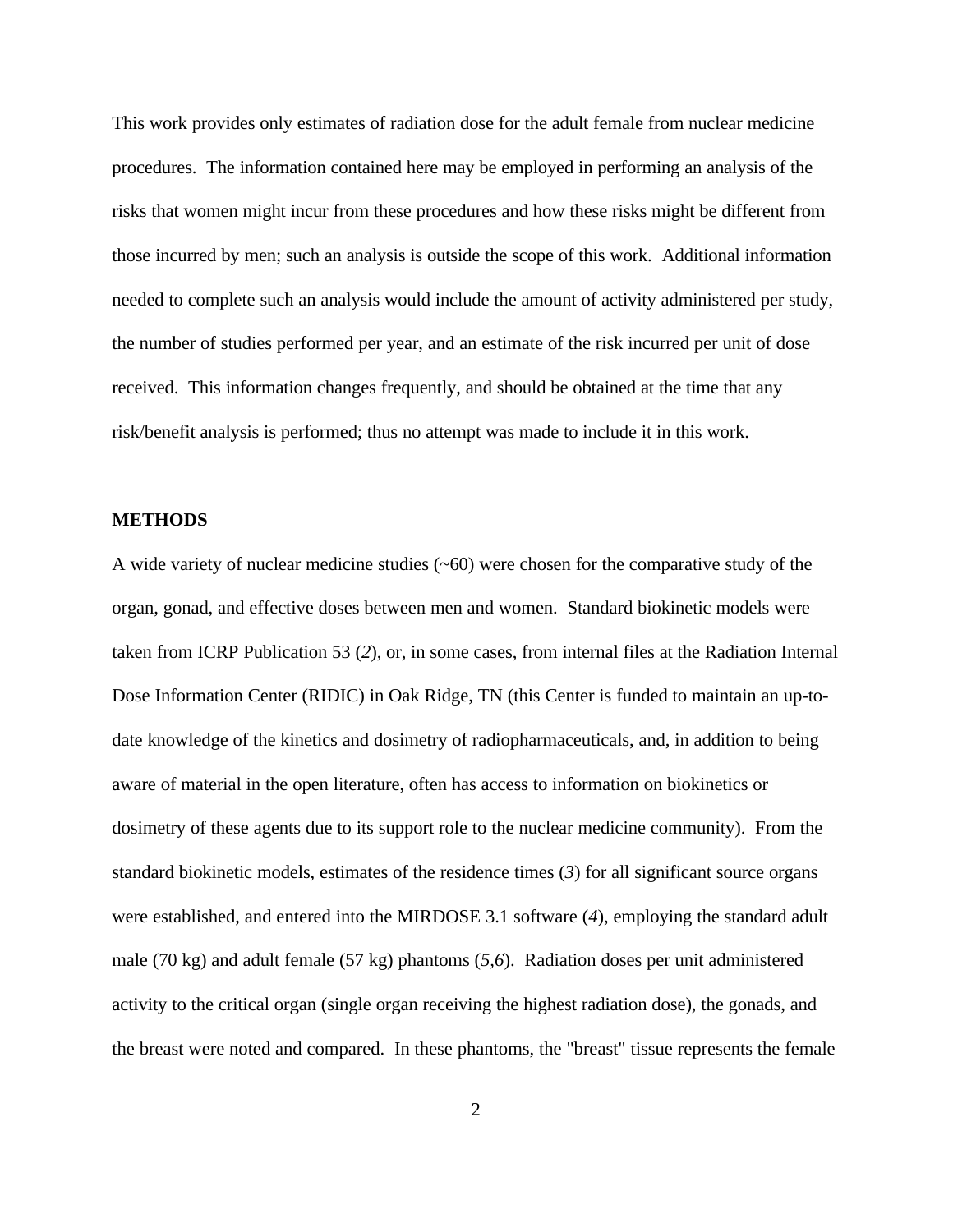This work provides only estimates of radiation dose for the adult female from nuclear medicine procedures. The information contained here may be employed in performing an analysis of the risks that women might incur from these procedures and how these risks might be different from those incurred by men; such an analysis is outside the scope of this work. Additional information needed to complete such an analysis would include the amount of activity administered per study, the number of studies performed per year, and an estimate of the risk incurred per unit of dose received. This information changes frequently, and should be obtained at the time that any risk/benefit analysis is performed; thus no attempt was made to include it in this work.

## METHODS

A wide variety of nuclear medicine studies (~60) were chosen for the comparative study of the organ, gonad, and effective doses between men and women. Standard biokinetic models were taken from ICRP Publication 53 (*2*), or, in some cases, from internal files at the Radiation Internal Dose Information Center (RIDIC) in Oak Ridge, TN (this Center is funded to maintain an up-to-date knowledge of the kinetics and dosimetry of radiopharmaceuticals, and, in addition to being aware of material in the open literature, often has access to information on biokinetics or dosimetry of these agents due to its support role to the nuclear medicine community). From the standard biokinetic models, estimates of the residence times (*3*) for all significant source organs were established, and entered into the MIRDOSE 3.1 software (*4*), employing the standard adult male (70 kg) and adult female (57 kg) phantoms (*5,6*). Radiation doses per unit administered activity to the critical organ (single organ receiving the highest radiation dose), the gonads, and the breast were noted and compared. In these phantoms, the "breast" tissue represents the female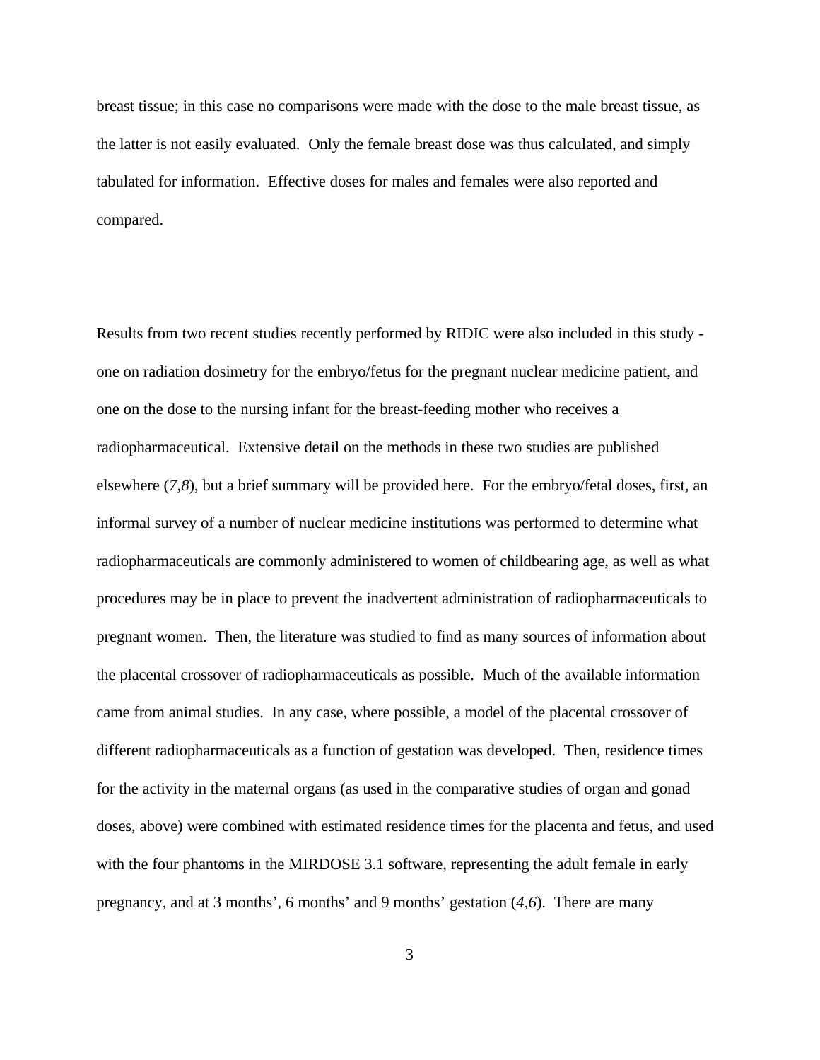breast tissue; in this case no comparisons were made with the dose to the male breast tissue, as the latter is not easily evaluated. Only the female breast dose was thus calculated, and simply tabulated for information. Effective doses for males and females were also reported and compared.

Results from two recent studies recently performed by RIDIC were also included in this study - one on radiation dosimetry for the embryo/fetus for the pregnant nuclear medicine patient, and one on the dose to the nursing infant for the breast-feeding mother who receives a radiopharmaceutical. Extensive detail on the methods in these two studies are published elsewhere (*7,8*), but a brief summary will be provided here. For the embryo/fetal doses, first, an informal survey of a number of nuclear medicine institutions was performed to determine what radiopharmaceuticals are commonly administered to women of childbearing age, as well as what procedures may be in place to prevent the inadvertent administration of radiopharmaceuticals to pregnant women. Then, the literature was studied to find as many sources of information about the placental crossover of radiopharmaceuticals as possible. Much of the available information came from animal studies. In any case, where possible, a model of the placental crossover of different radiopharmaceuticals as a function of gestation was developed. Then, residence times for the activity in the maternal organs (as used in the comparative studies of organ and gonad doses, above) were combined with estimated residence times for the placenta and fetus, and used with the four phantoms in the MIRDOSE 3.1 software, representing the adult female in early pregnancy, and at 3 months', 6 months' and 9 months' gestation (*4,6*). There are many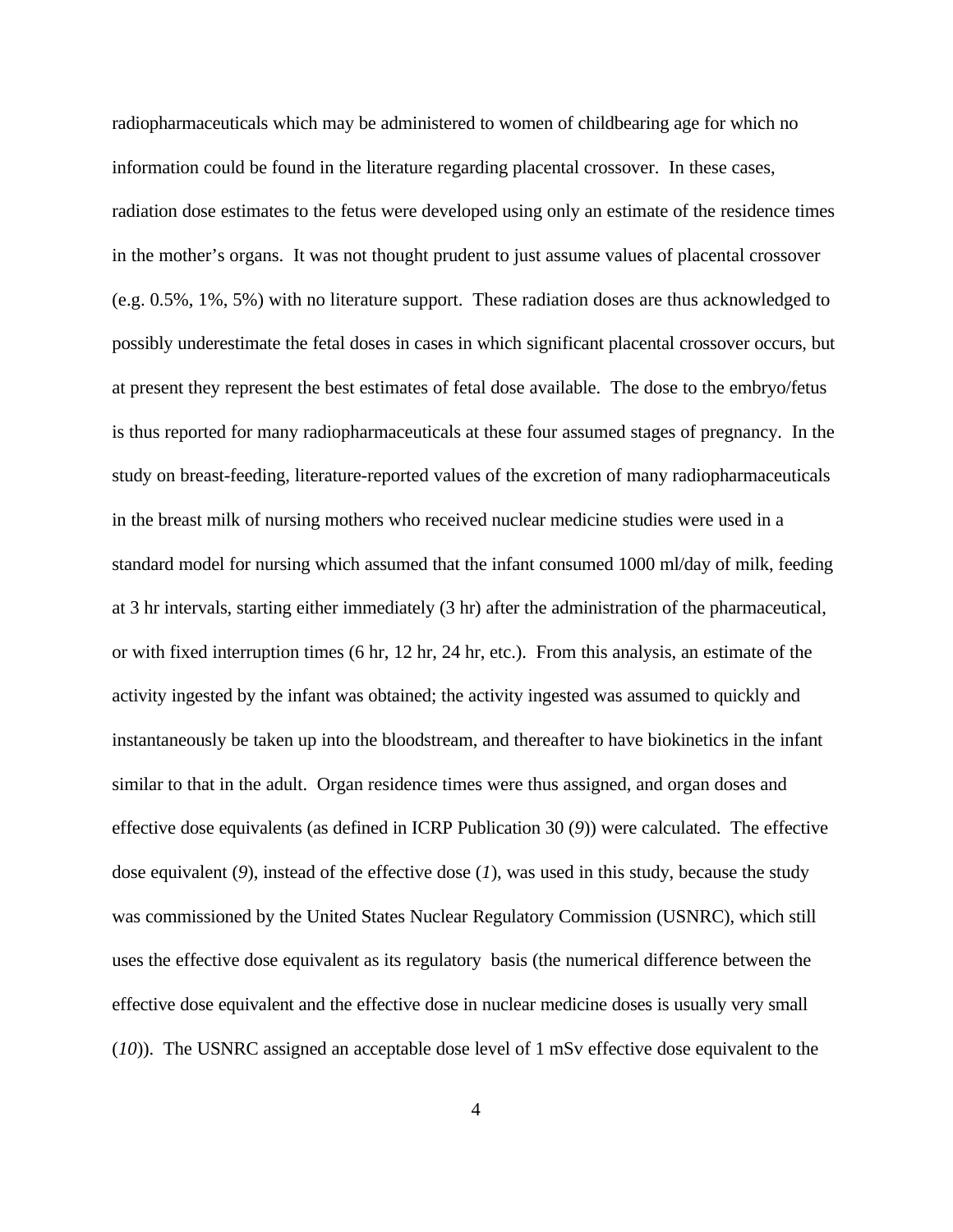radiopharmaceuticals which may be administered to women of childbearing age for which no information could be found in the literature regarding placental crossover. In these cases, radiation dose estimates to the fetus were developed using only an estimate of the residence times in the mother's organs. It was not thought prudent to just assume values of placental crossover (e.g. 0.5%, 1%, 5%) with no literature support. These radiation doses are thus acknowledged to possibly underestimate the fetal doses in cases in which significant placental crossover occurs, but at present they represent the best estimates of fetal dose available. The dose to the embryo/fetus is thus reported for many radiopharmaceuticals at these four assumed stages of pregnancy. In the study on breast-feeding, literature-reported values of the excretion of many radiopharmaceuticals in the breast milk of nursing mothers who received nuclear medicine studies were used in a standard model for nursing which assumed that the infant consumed 1000 ml/day of milk, feeding at 3 hr intervals, starting either immediately (3 hr) after the administration of the pharmaceutical, or with fixed interruption times (6 hr, 12 hr, 24 hr, etc.). From this analysis, an estimate of the activity ingested by the infant was obtained; the activity ingested was assumed to quickly and instantaneously be taken up into the bloodstream, and thereafter to have biokinetics in the infant similar to that in the adult. Organ residence times were thus assigned, and organ doses and effective dose equivalents (as defined in ICRP Publication 30 (*9*)) were calculated. The effective dose equivalent (*9*), instead of the effective dose (*1*), was used in this study, because the study was commissioned by the United States Nuclear Regulatory Commission (USNRC), which still uses the effective dose equivalent as its regulatory basis (the numerical difference between the effective dose equivalent and the effective dose in nuclear medicine doses is usually very small (*10*)). The USNRC assigned an acceptable dose level of 1 mSv effective dose equivalent to the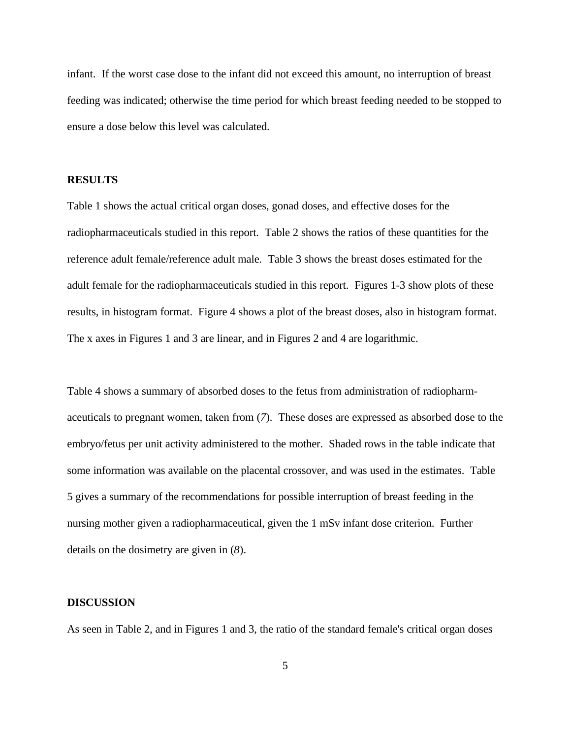infant. If the worst case dose to the infant did not exceed this amount, no interruption of breast feeding was indicated; otherwise the time period for which breast feeding needed to be stopped to ensure a dose below this level was calculated.

**RESULTS**

Table 1 shows the actual critical organ doses, gonad doses, and effective doses for the radiopharmaceuticals studied in this report. Table 2 shows the ratios of these quantities for the reference adult female/reference adult male. Table 3 shows the breast doses estimated for the adult female for the radiopharmaceuticals studied in this report. Figures 1-3 show plots of these results, in histogram format. Figure 4 shows a plot of the breast doses, also in histogram format. The x axes in Figures 1 and 3 are linear, and in Figures 2 and 4 are logarithmic.

Table 4 shows a summary of absorbed doses to the fetus from administration of radiopharmaceuticals to pregnant women, taken from (*7*). These doses are expressed as absorbed dose to the embryo/fetus per unit activity administered to the mother. Shaded rows in the table indicate that some information was available on the placental crossover, and was used in the estimates. Table 5 gives a summary of the recommendations for possible interruption of breast feeding in the nursing mother given a radiopharmaceutical, given the 1 mSv infant dose criterion. Further details on the dosimetry are given in (*8*).

**DISCUSSION**

As seen in Table 2, and in Figures 1 and 3, the ratio of the standard female's critical organ doses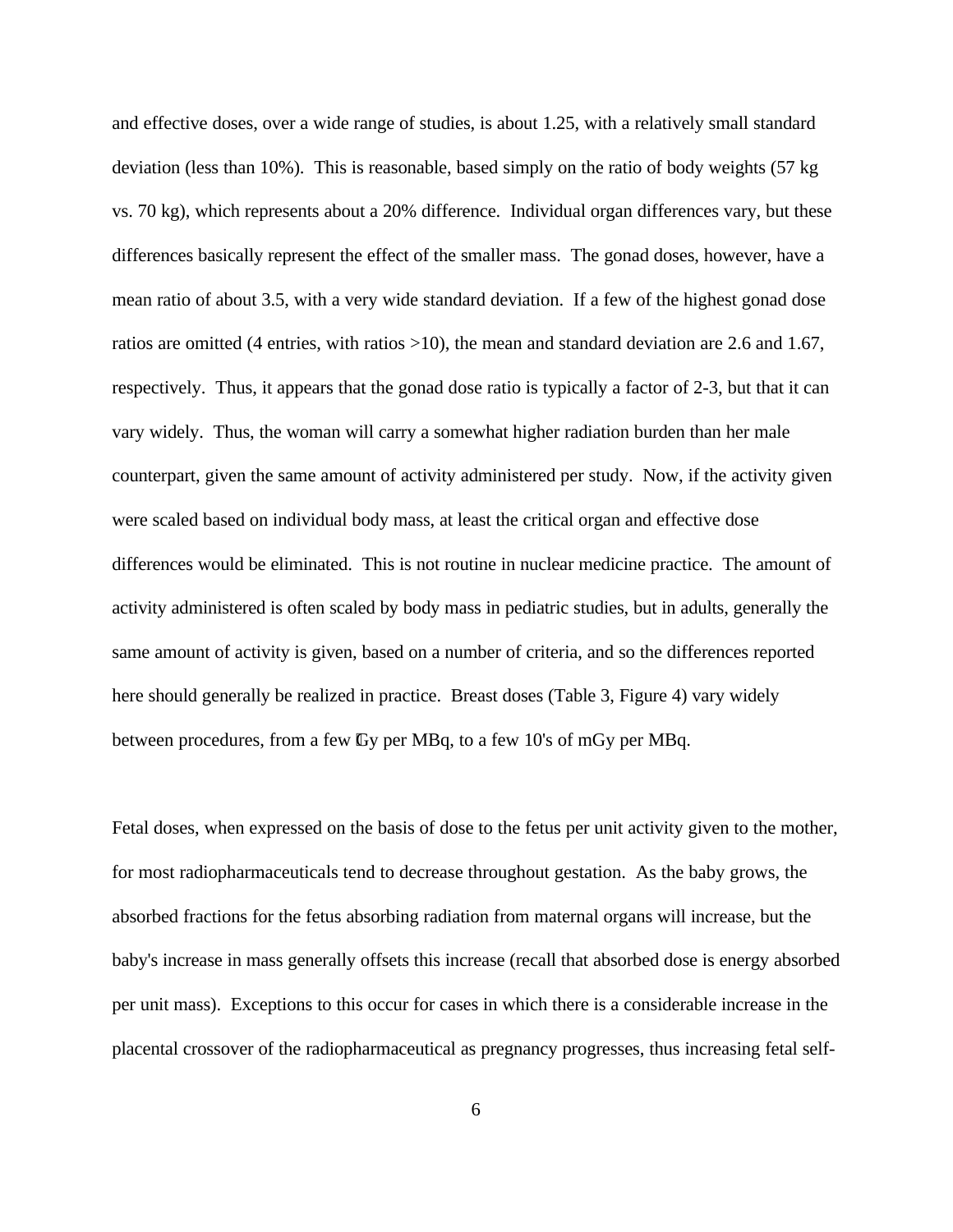and effective doses, over a wide range of studies, is about 1.25, with a relatively small standard deviation (less than 10%). This is reasonable, based simply on the ratio of body weights (57 kg vs. 70 kg), which represents about a 20% difference. Individual organ differences vary, but these differences basically represent the effect of the smaller mass. The gonad doses, however, have a mean ratio of about 3.5, with a very wide standard deviation. If a few of the highest gonad dose ratios are omitted (4 entries, with ratios >10), the mean and standard deviation are 2.6 and 1.67, respectively. Thus, it appears that the gonad dose ratio is typically a factor of 2-3, but that it can vary widely. Thus, the woman will carry a somewhat higher radiation burden than her male counterpart, given the same amount of activity administered per study. Now, if the activity given were scaled based on individual body mass, at least the critical organ and effective dose differences would be eliminated. This is not routine in nuclear medicine practice. The amount of activity administered is often scaled by body mass in pediatric studies, but in adults, generally the same amount of activity is given, based on a number of criteria, and so the differences reported here should generally be realized in practice. Breast doses (Table 3, Figure 4) vary widely between procedures, from a few µGy per MBq, to a few 10's of mGy per MBq.

Fetal doses, when expressed on the basis of dose to the fetus per unit activity given to the mother, for most radiopharmaceuticals tend to decrease throughout gestation. As the baby grows, the absorbed fractions for the fetus absorbing radiation from maternal organs will increase, but the baby's increase in mass generally offsets this increase (recall that absorbed dose is energy absorbed per unit mass). Exceptions to this occur for cases in which there is a considerable increase in the placental crossover of the radiopharmaceutical as pregnancy progresses, thus increasing fetal self-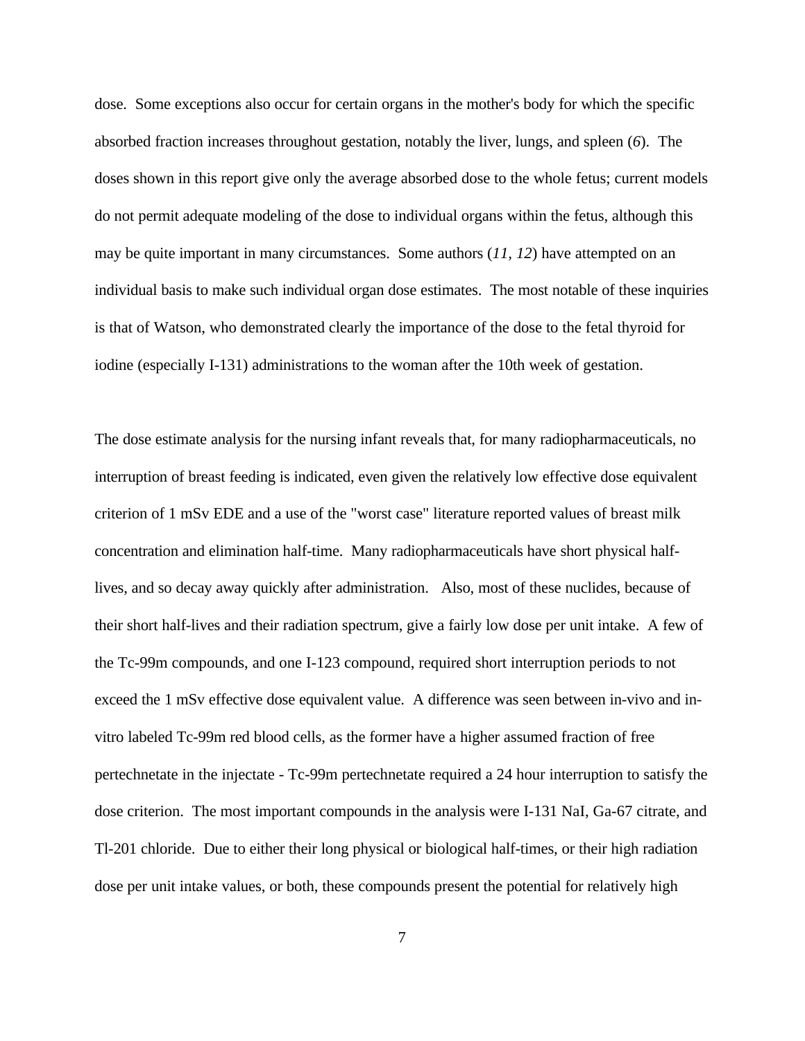dose. Some exceptions also occur for certain organs in the mother's body for which the specific absorbed fraction increases throughout gestation, notably the liver, lungs, and spleen (*6*). The doses shown in this report give only the average absorbed dose to the whole fetus; current models do not permit adequate modeling of the dose to individual organs within the fetus, although this may be quite important in many circumstances. Some authors (*11, 12*) have attempted on an individual basis to make such individual organ dose estimates. The most notable of these inquiries is that of Watson, who demonstrated clearly the importance of the dose to the fetal thyroid for iodine (especially I-131) administrations to the woman after the 10th week of gestation.

The dose estimate analysis for the nursing infant reveals that, for many radiopharmaceuticals, no interruption of breast feeding is indicated, even given the relatively low effective dose equivalent criterion of 1 mSv EDE and a use of the "worst case" literature reported values of breast milk concentration and elimination half-time. Many radiopharmaceuticals have short physical half-lives, and so decay away quickly after administration. Also, most of these nuclides, because of their short half-lives and their radiation spectrum, give a fairly low dose per unit intake. A few of the Tc-99m compounds, and one I-123 compound, required short interruption periods to not exceed the 1 mSv effective dose equivalent value. A difference was seen between in-vivo and in-vitro labeled Tc-99m red blood cells, as the former have a higher assumed fraction of free pertechnetate in the injectate - Tc-99m pertechnetate required a 24 hour interruption to satisfy the dose criterion. The most important compounds in the analysis were I-131 NaI, Ga-67 citrate, and Tl-201 chloride. Due to either their long physical or biological half-times, or their high radiation dose per unit intake values, or both, these compounds present the potential for relatively high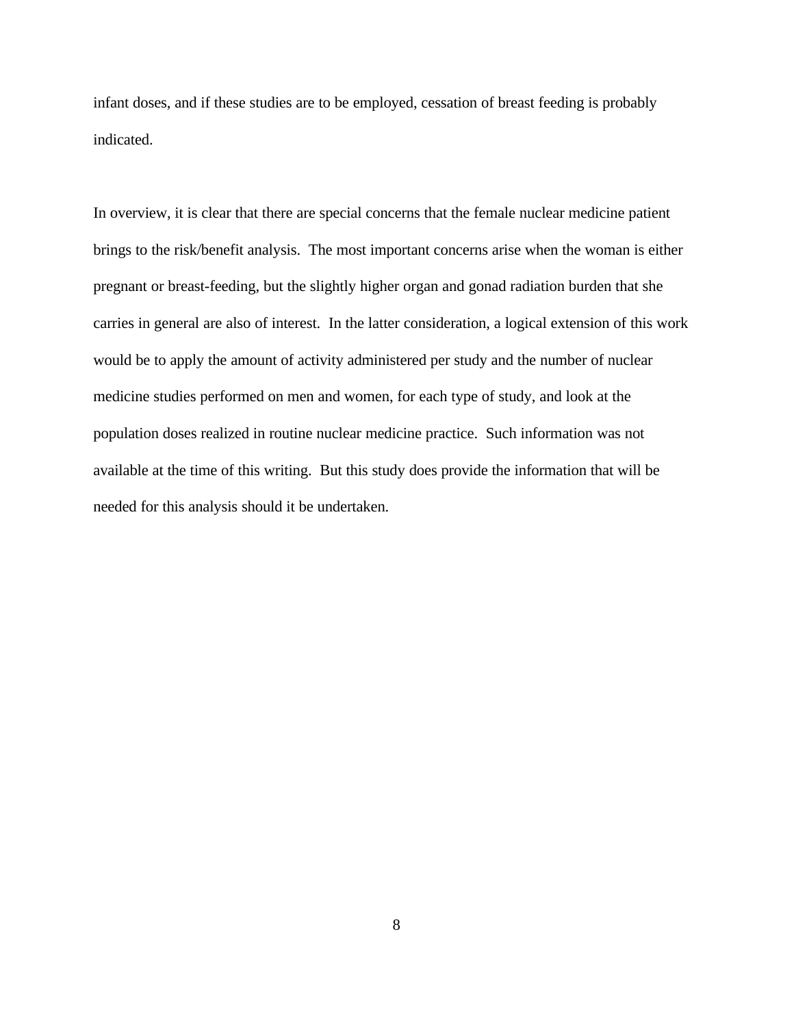infant doses, and if these studies are to be employed, cessation of breast feeding is probably indicated.

In overview, it is clear that there are special concerns that the female nuclear medicine patient brings to the risk/benefit analysis. The most important concerns arise when the woman is either pregnant or breast-feeding, but the slightly higher organ and gonad radiation burden that she carries in general are also of interest. In the latter consideration, a logical extension of this work would be to apply the amount of activity administered per study and the number of nuclear medicine studies performed on men and women, for each type of study, and look at the population doses realized in routine nuclear medicine practice. Such information was not available at the time of this writing. But this study does provide the information that will be needed for this analysis should it be undertaken.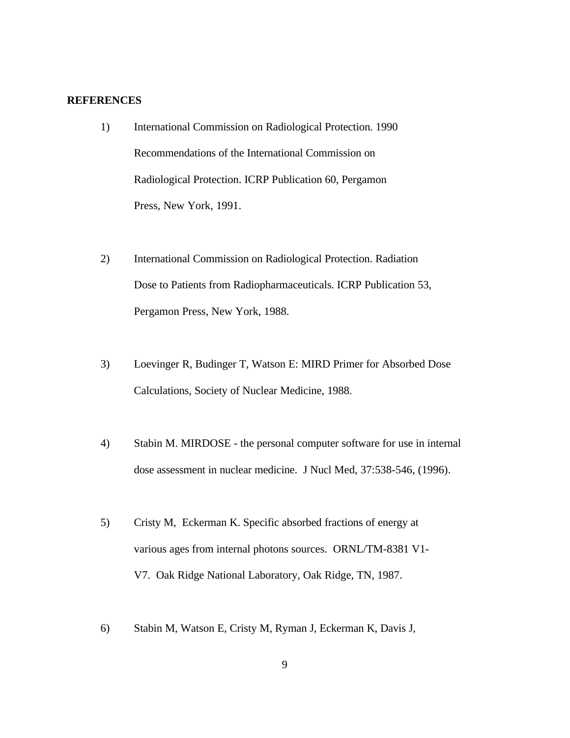## REFERENCES

1) International Commission on Radiological Protection. 1990 Recommendations of the International Commission on Radiological Protection. ICRP Publication 60, Pergamon Press, New York, 1991.

2) International Commission on Radiological Protection. Radiation Dose to Patients from Radiopharmaceuticals. ICRP Publication 53, Pergamon Press, New York, 1988.

3) Loevinger R, Budinger T, Watson E: MIRD Primer for Absorbed Dose Calculations, Society of Nuclear Medicine, 1988.

4) Stabin M. MIRDOSE - the personal computer software for use in internal dose assessment in nuclear medicine. J Nucl Med, 37:538-546, (1996).

5) Cristy M, Eckerman K. Specific absorbed fractions of energy at various ages from internal photons sources. ORNL/TM-8381 V1-V7. Oak Ridge National Laboratory, Oak Ridge, TN, 1987.

6) Stabin M, Watson E, Cristy M, Ryman J, Eckerman K, Davis J,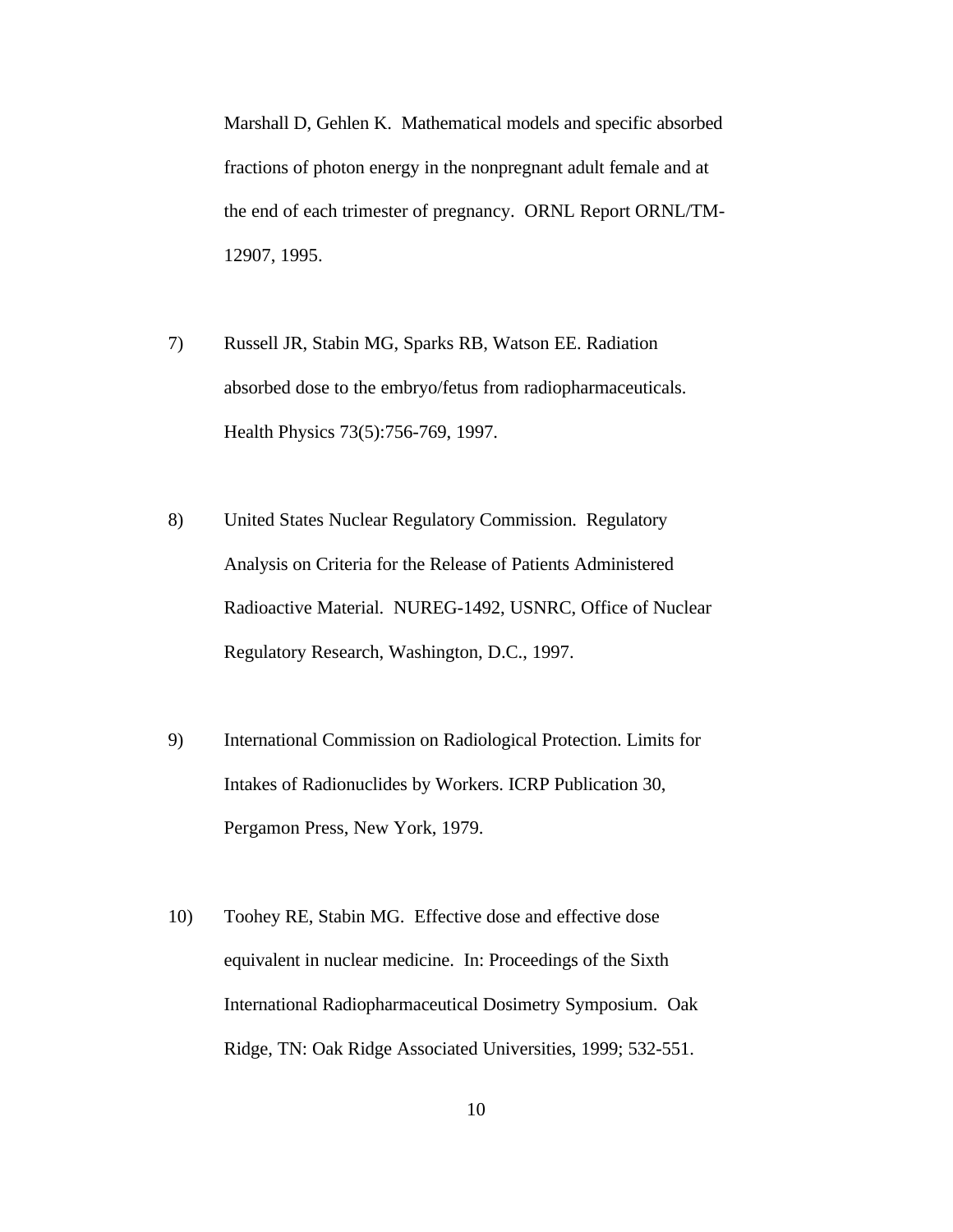Marshall D, Gehlen K. Mathematical models and specific absorbed fractions of photon energy in the nonpregnant adult female and at the end of each trimester of pregnancy. ORNL Report ORNL/TM-12907, 1995.

7) Russell JR, Stabin MG, Sparks RB, Watson EE. Radiation absorbed dose to the embryo/fetus from radiopharmaceuticals. Health Physics 73(5):756-769, 1997.

8) United States Nuclear Regulatory Commission. Regulatory Analysis on Criteria for the Release of Patients Administered Radioactive Material. NUREG-1492, USNRC, Office of Nuclear Regulatory Research, Washington, D.C., 1997.

9) International Commission on Radiological Protection. Limits for Intakes of Radionuclides by Workers. ICRP Publication 30, Pergamon Press, New York, 1979.

10) Toohey RE, Stabin MG. Effective dose and effective dose equivalent in nuclear medicine. In: Proceedings of the Sixth International Radiopharmaceutical Dosimetry Symposium. Oak Ridge, TN: Oak Ridge Associated Universities, 1999; 532-551.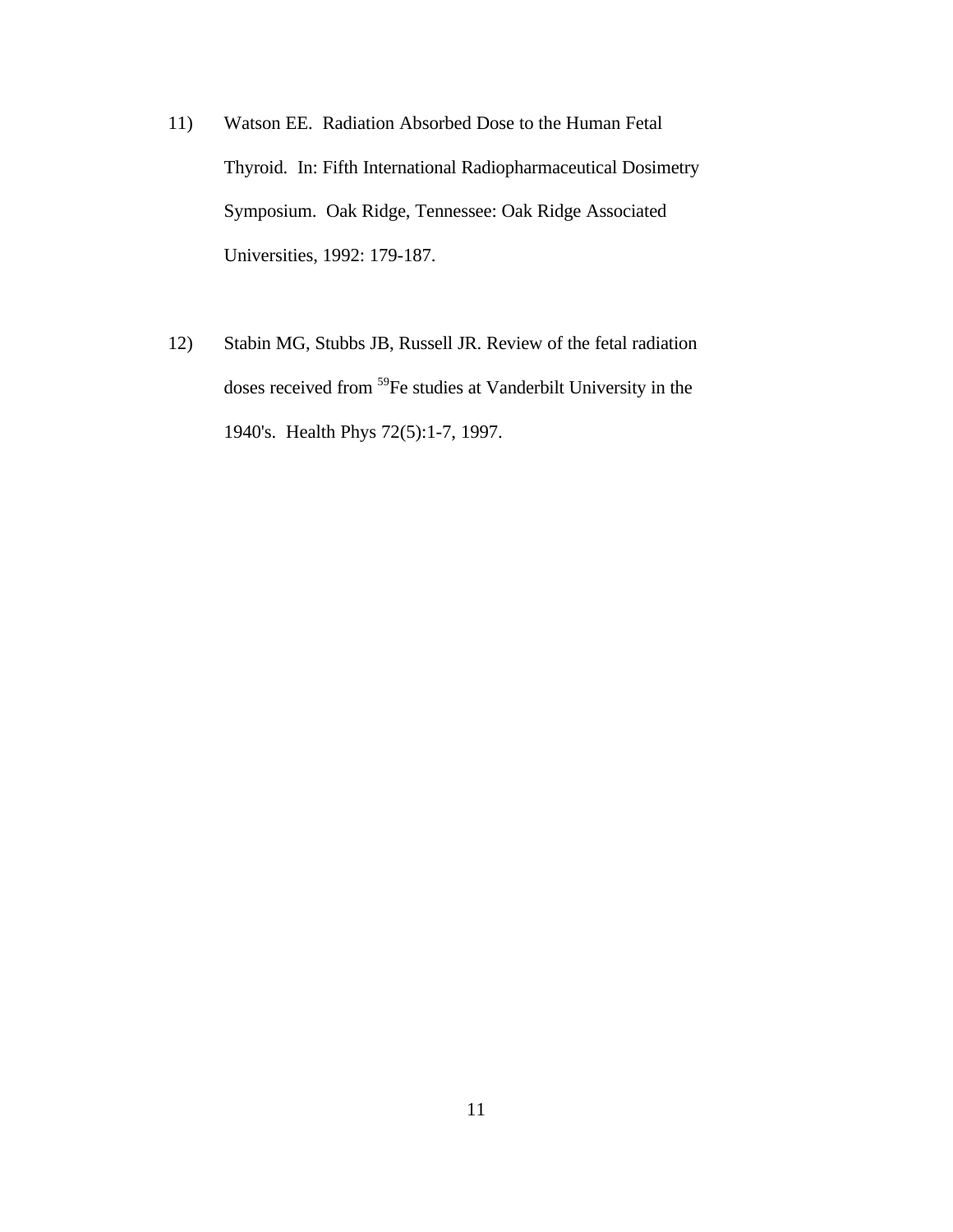11) Watson EE. Radiation Absorbed Dose to the Human Fetal Thyroid. In: Fifth International Radiopharmaceutical Dosimetry Symposium. Oak Ridge, Tennessee: Oak Ridge Associated Universities, 1992: 179-187.

12) Stabin MG, Stubbs JB, Russell JR. Review of the fetal radiation doses received from $^{59}Fe$ studies at Vanderbilt University in the 1940's. Health Phys 72(5):1-7, 1997.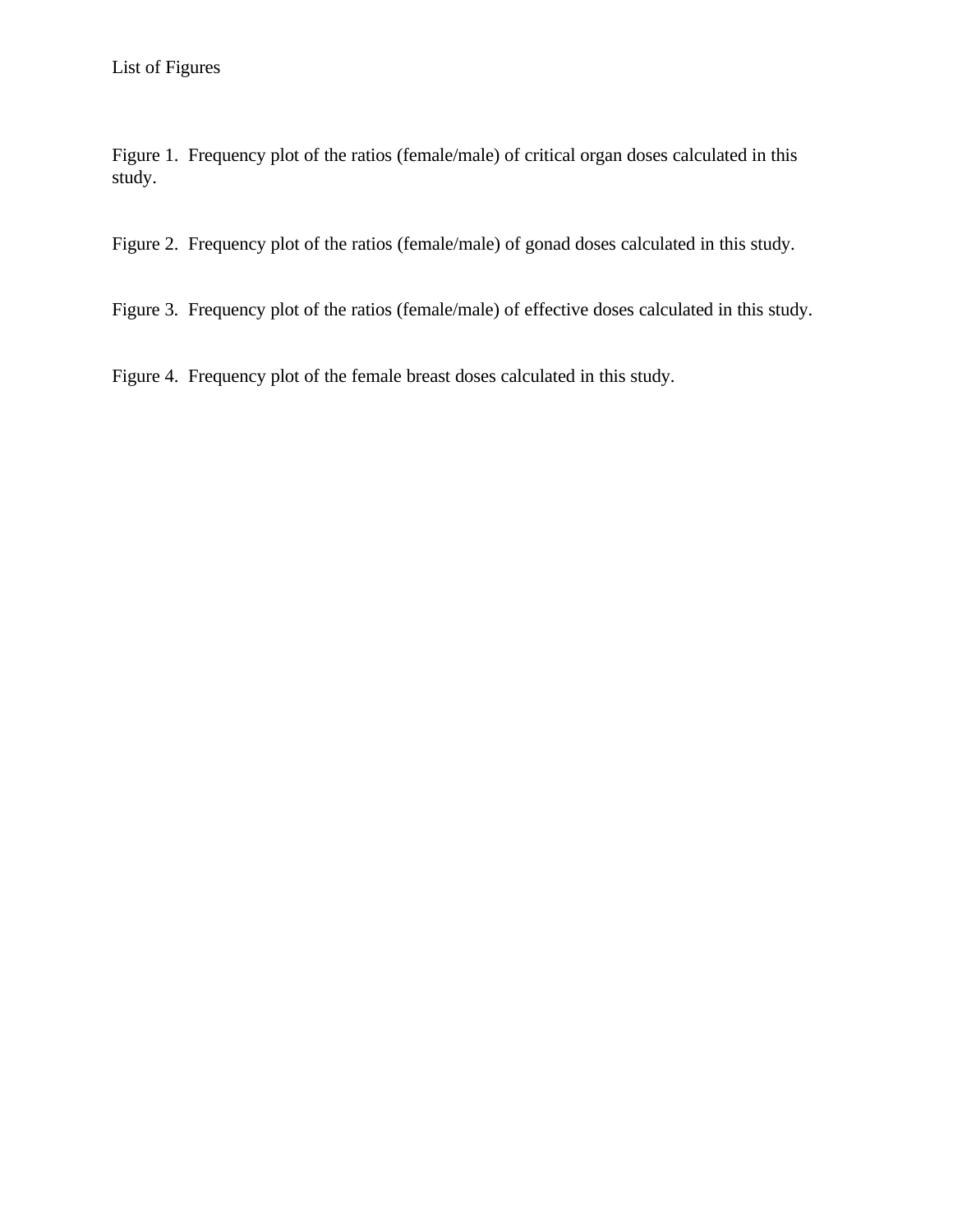# List of Figures

Figure 1. Frequency plot of the ratios (female/male) of critical organ doses calculated in this study.

Figure 2. Frequency plot of the ratios (female/male) of gonad doses calculated in this study.

Figure 3. Frequency plot of the ratios (female/male) of effective doses calculated in this study.

Figure 4. Frequency plot of the female breast doses calculated in this study.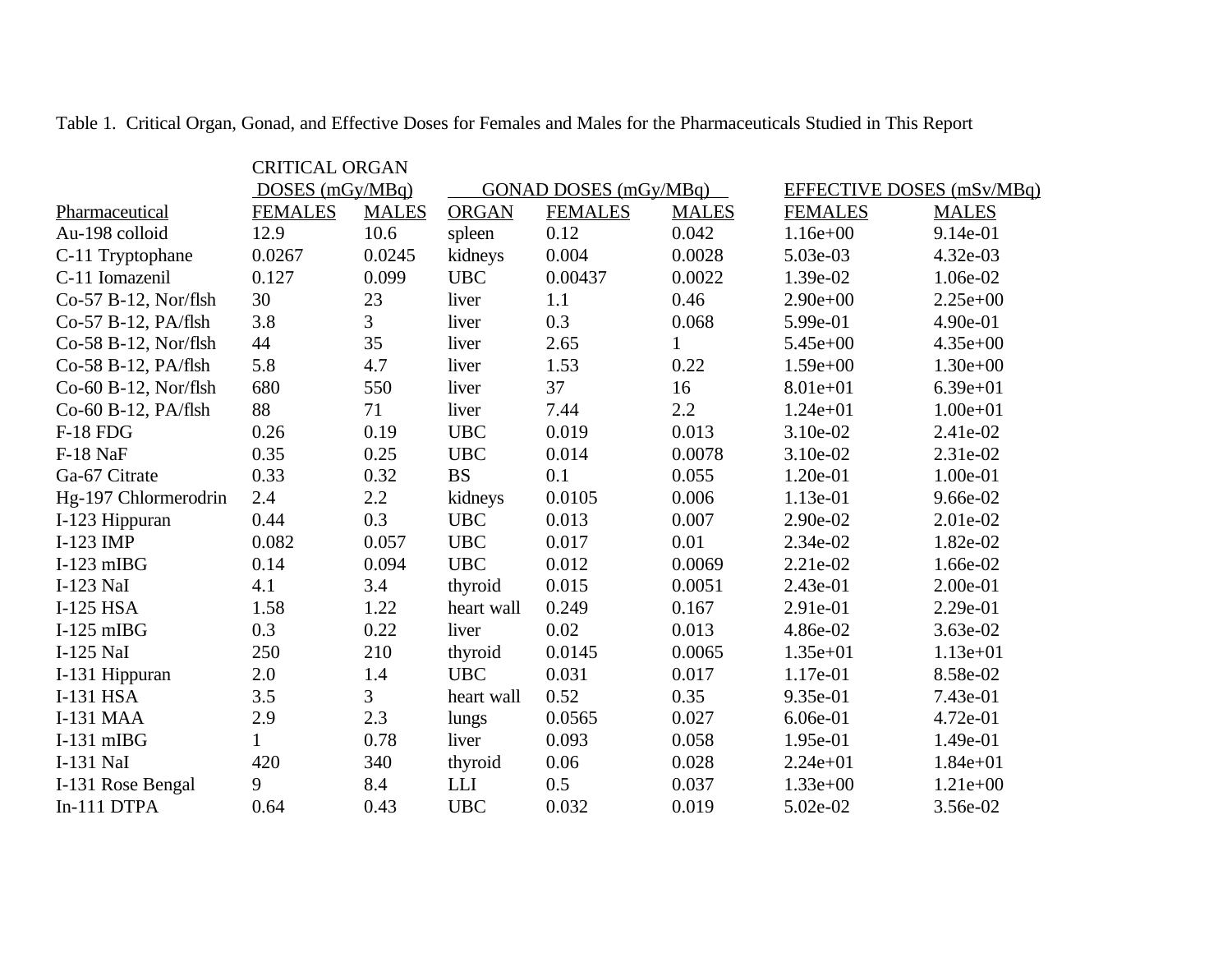Table 1. Critical Organ, Gonad, and Effective Doses for Females and Males for the Pharmaceuticals Studied in This Report

| | CRITICAL ORGAN DOSES (mGy/MBq) | | GONAD DOSES (mGy/MBq) | | | EFFECTIVE DOSES (mSv/MBq) | |
|---|---|---|---|---|---|---|---|
| Pharmaceutical | FEMALES | MALES | ORGAN | FEMALES | MALES | FEMALES | MALES |
| Au-198 colloid | 12.9 | 10.6 | spleen | 0.12 | 0.042 | 1.16e+00 | 9.14e-01 |
| C-11 Tryptophane | 0.0267 | 0.0245 | kidneys | 0.004 | 0.0028 | 5.03e-03 | 4.32e-03 |
| C-11 Iomazenil | 0.127 | 0.099 | UBC | 0.00437 | 0.0022 | 1.39e-02 | 1.06e-02 |
| Co-57 B-12, Nor/flsh | 30 | 23 | liver | 1.1 | 0.46 | 2.90e+00 | 2.25e+00 |
| Co-57 B-12, PA/flsh | 3.8 | 3 | liver | 0.3 | 0.068 | 5.99e-01 | 4.90e-01 |
| Co-58 B-12, Nor/flsh | 44 | 35 | liver | 2.65 | 1 | 5.45e+00 | 4.35e+00 |
| Co-58 B-12, PA/flsh | 5.8 | 4.7 | liver | 1.53 | 0.22 | 1.59e+00 | 1.30e+00 |
| Co-60 B-12, Nor/flsh | 680 | 550 | liver | 37 | 16 | 8.01e+01 | 6.39e+01 |
| Co-60 B-12, PA/flsh | 88 | 71 | liver | 7.44 | 2.2 | 1.24e+01 | 1.00e+01 |
| F-18 FDG | 0.26 | 0.19 | UBC | 0.019 | 0.013 | 3.10e-02 | 2.41e-02 |
| F-18 NaF | 0.35 | 0.25 | UBC | 0.014 | 0.0078 | 3.10e-02 | 2.31e-02 |
| Ga-67 Citrate | 0.33 | 0.32 | BS | 0.1 | 0.055 | 1.20e-01 | 1.00e-01 |
| Hg-197 Chlormerodrin | 2.4 | 2.2 | kidneys | 0.0105 | 0.006 | 1.13e-01 | 9.66e-02 |
| I-123 Hippuran | 0.44 | 0.3 | UBC | 0.013 | 0.007 | 2.90e-02 | 2.01e-02 |
| I-123 IMP | 0.082 | 0.057 | UBC | 0.017 | 0.01 | 2.34e-02 | 1.82e-02 |
| I-123 mIBG | 0.14 | 0.094 | UBC | 0.012 | 0.0069 | 2.21e-02 | 1.66e-02 |
| I-123 NaI | 4.1 | 3.4 | thyroid | 0.015 | 0.0051 | 2.43e-01 | 2.00e-01 |
| I-125 HSA | 1.58 | 1.22 | heart wall | 0.249 | 0.167 | 2.91e-01 | 2.29e-01 |
| I-125 mIBG | 0.3 | 0.22 | liver | 0.02 | 0.013 | 4.86e-02 | 3.63e-02 |
| I-125 NaI | 250 | 210 | thyroid | 0.0145 | 0.0065 | 1.35e+01 | 1.13e+01 |
| I-131 Hippuran | 2.0 | 1.4 | UBC | 0.031 | 0.017 | 1.17e-01 | 8.58e-02 |
| I-131 HSA | 3.5 | 3 | heart wall | 0.52 | 0.35 | 9.35e-01 | 7.43e-01 |
| I-131 MAA | 2.9 | 2.3 | lungs | 0.0565 | 0.027 | 6.06e-01 | 4.72e-01 |
| I-131 mIBG | 1 | 0.78 | liver | 0.093 | 0.058 | 1.95e-01 | 1.49e-01 |
| I-131 NaI | 420 | 340 | thyroid | 0.06 | 0.028 | 2.24e+01 | 1.84e+01 |
| I-131 Rose Bengal | 9 | 8.4 | LLI | 0.5 | 0.037 | 1.33e+00 | 1.21e+00 |
| In-111 DTPA | 0.64 | 0.43 | UBC | 0.032 | 0.019 | 5.02e-02 | 3.56e-02 |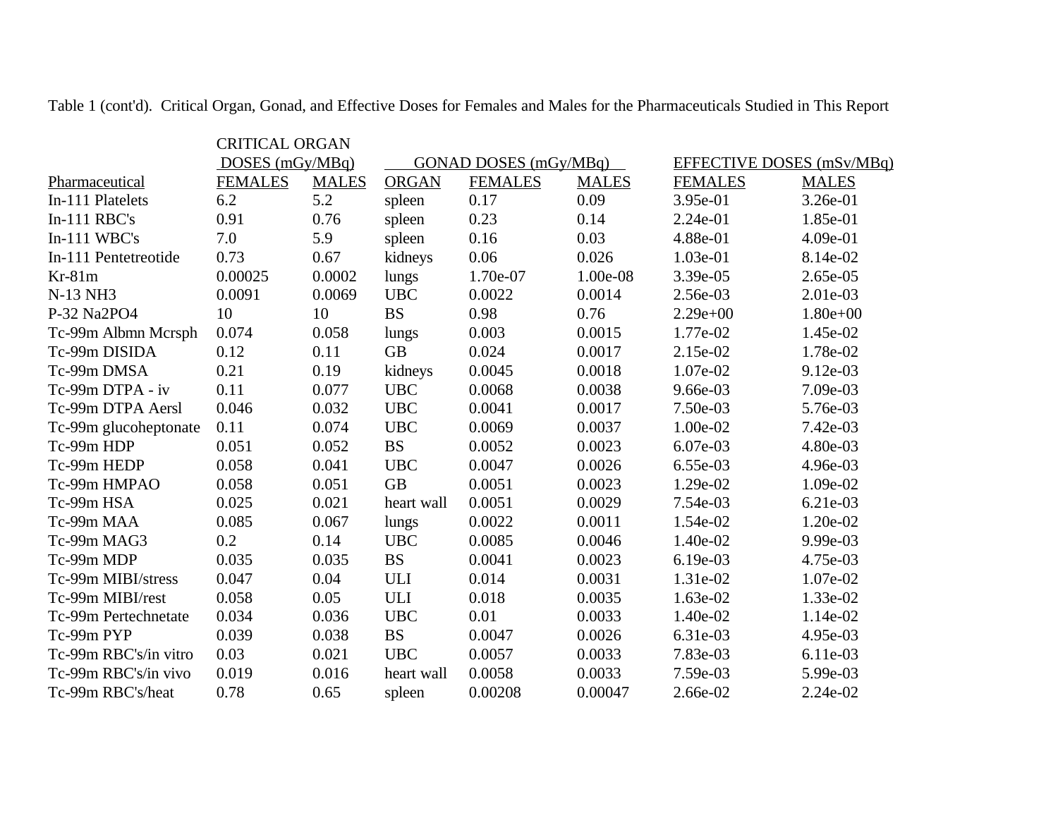Table 1 (cont'd). Critical Organ, Gonad, and Effective Doses for Females and Males for the Pharmaceuticals Studied in This Report

| | CRITICAL ORGAN DOSES (mGy/MBq) | | GONAD DOSES (mGy/MBq) | | | EFFECTIVE DOSES (mSv/MBq) | |
|---|---|---|---|---|---|---|---|
| Pharmaceutical | FEMALES | MALES | ORGAN | FEMALES | MALES | FEMALES | MALES |
| In-111 Platelets | 6.2 | 5.2 | spleen | 0.17 | 0.09 | 3.95e-01 | 3.26e-01 |
| In-111 RBC's | 0.91 | 0.76 | spleen | 0.23 | 0.14 | 2.24e-01 | 1.85e-01 |
| In-111 WBC's | 7.0 | 5.9 | spleen | 0.16 | 0.03 | 4.88e-01 | 4.09e-01 |
| In-111 Pentetreotide | 0.73 | 0.67 | kidneys | 0.06 | 0.026 | 1.03e-01 | 8.14e-02 |
| Kr-81m | 0.00025 | 0.0002 | lungs | 1.70e-07 | 1.00e-08 | 3.39e-05 | 2.65e-05 |
| N-13 NH3 | 0.0091 | 0.0069 | UBC | 0.0022 | 0.0014 | 2.56e-03 | 2.01e-03 |
| P-32 Na2PO4 | 10 | 10 | BS | 0.98 | 0.76 | 2.29e+00 | 1.80e+00 |
| Tc-99m Albmn Mcrsph | 0.074 | 0.058 | lungs | 0.003 | 0.0015 | 1.77e-02 | 1.45e-02 |
| Tc-99m DISIDA | 0.12 | 0.11 | GB | 0.024 | 0.0017 | 2.15e-02 | 1.78e-02 |
| Tc-99m DMSA | 0.21 | 0.19 | kidneys | 0.0045 | 0.0018 | 1.07e-02 | 9.12e-03 |
| Tc-99m DTPA - iv | 0.11 | 0.077 | UBC | 0.0068 | 0.0038 | 9.66e-03 | 7.09e-03 |
| Tc-99m DTPA Aersl | 0.046 | 0.032 | UBC | 0.0041 | 0.0017 | 7.50e-03 | 5.76e-03 |
| Tc-99m glucoheptonate | 0.11 | 0.074 | UBC | 0.0069 | 0.0037 | 1.00e-02 | 7.42e-03 |
| Tc-99m HDP | 0.051 | 0.052 | BS | 0.0052 | 0.0023 | 6.07e-03 | 4.80e-03 |
| Tc-99m HEDP | 0.058 | 0.041 | UBC | 0.0047 | 0.0026 | 6.55e-03 | 4.96e-03 |
| Tc-99m HMPAO | 0.058 | 0.051 | GB | 0.0051 | 0.0023 | 1.29e-02 | 1.09e-02 |
| Tc-99m HSA | 0.025 | 0.021 | heart wall | 0.0051 | 0.0029 | 7.54e-03 | 6.21e-03 |
| Tc-99m MAA | 0.085 | 0.067 | lungs | 0.0022 | 0.0011 | 1.54e-02 | 1.20e-02 |
| Tc-99m MAG3 | 0.2 | 0.14 | UBC | 0.0085 | 0.0046 | 1.40e-02 | 9.99e-03 |
| Tc-99m MDP | 0.035 | 0.035 | BS | 0.0041 | 0.0023 | 6.19e-03 | 4.75e-03 |
| Tc-99m MIBI/stress | 0.047 | 0.04 | ULI | 0.014 | 0.0031 | 1.31e-02 | 1.07e-02 |
| Tc-99m MIBI/rest | 0.058 | 0.05 | ULI | 0.018 | 0.0035 | 1.63e-02 | 1.33e-02 |
| Tc-99m Pertechnetate | 0.034 | 0.036 | UBC | 0.01 | 0.0033 | 1.40e-02 | 1.14e-02 |
| Tc-99m PYP | 0.039 | 0.038 | BS | 0.0047 | 0.0026 | 6.31e-03 | 4.95e-03 |
| Tc-99m RBC's/in vitro | 0.03 | 0.021 | UBC | 0.0057 | 0.0033 | 7.83e-03 | 6.11e-03 |
| Tc-99m RBC's/in vivo | 0.019 | 0.016 | heart wall | 0.0058 | 0.0033 | 7.59e-03 | 5.99e-03 |
| Tc-99m RBC's/heat | 0.78 | 0.65 | spleen | 0.00208 | 0.00047 | 2.66e-02 | 2.24e-02 |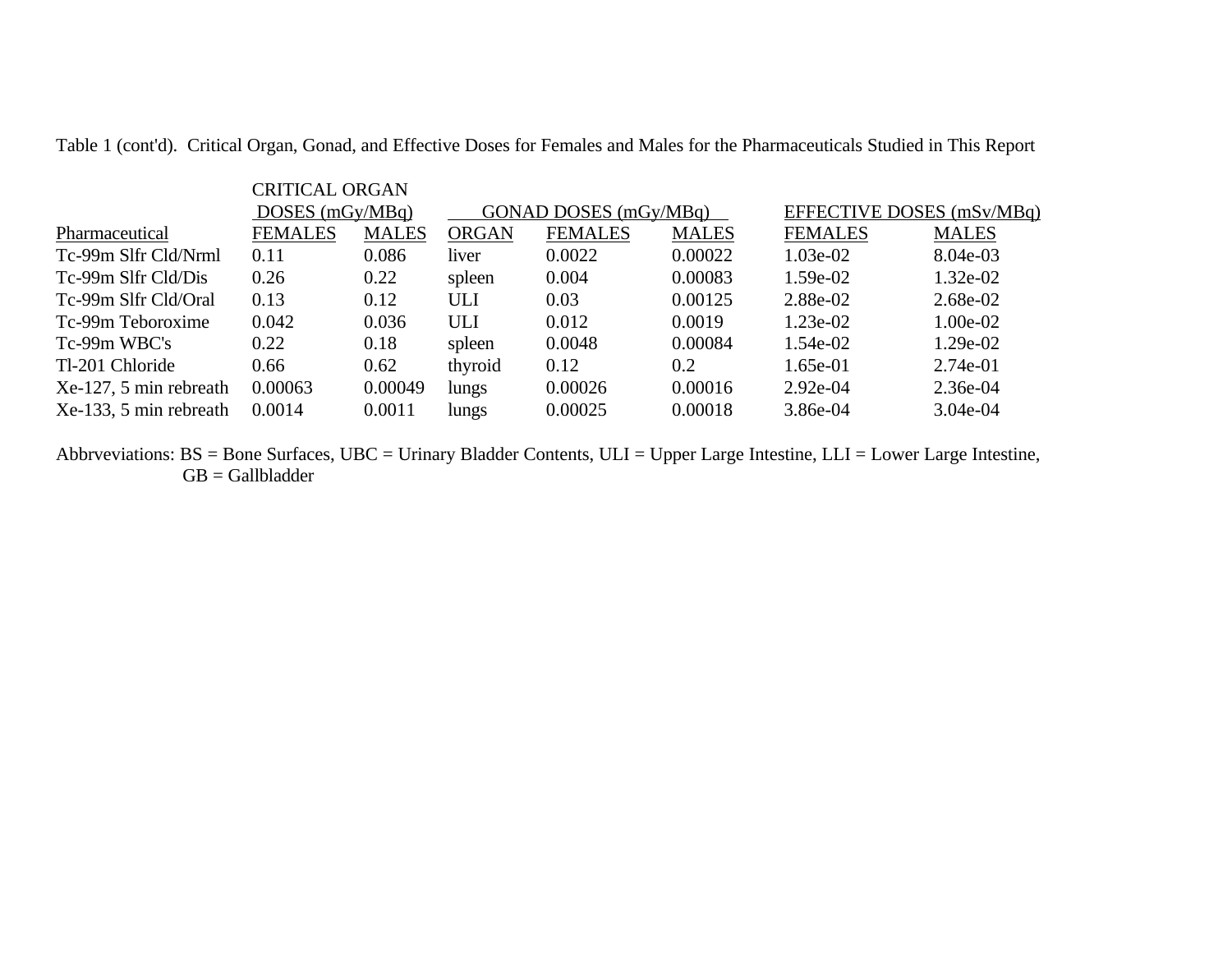Table 1 (cont'd). Critical Organ, Gonad, and Effective Doses for Females and Males for the Pharmaceuticals Studied in This Report

| | CRITICAL ORGAN DOSES (mGy/MBq) | | GONAD DOSES (mGy/MBq) | | | EFFECTIVE DOSES (mSv/MBq) | |
|---|---|---|---|---|---|---|---|
| Pharmaceutical | FEMALES | MALES | ORGAN | FEMALES | MALES | FEMALES | MALES |
| Tc-99m Slfr Cld/Nrml | 0.11 | 0.086 | liver | 0.0022 | 0.00022 | 1.03e-02 | 8.04e-03 |
| Tc-99m Slfr Cld/Dis | 0.26 | 0.22 | spleen | 0.004 | 0.00083 | 1.59e-02 | 1.32e-02 |
| Tc-99m Slfr Cld/Oral | 0.13 | 0.12 | ULI | 0.03 | 0.00125 | 2.88e-02 | 2.68e-02 |
| Tc-99m Teboroxime | 0.042 | 0.036 | ULI | 0.012 | 0.0019 | 1.23e-02 | 1.00e-02 |
| Tc-99m WBC's | 0.22 | 0.18 | spleen | 0.0048 | 0.00084 | 1.54e-02 | 1.29e-02 |
| Tl-201 Chloride | 0.66 | 0.62 | thyroid | 0.12 | 0.2 | 1.65e-01 | 2.74e-01 |
| Xe-127, 5 min rebreath | 0.00063 | 0.00049 | lungs | 0.00026 | 0.00016 | 2.92e-04 | 2.36e-04 |
| Xe-133, 5 min rebreath | 0.0014 | 0.0011 | lungs | 0.00025 | 0.00018 | 3.86e-04 | 3.04e-04 |

Abbrveviations: BS = Bone Surfaces, UBC = Urinary Bladder Contents, ULI = Upper Large Intestine, LLI = Lower Large Intestine, GB = Gallbladder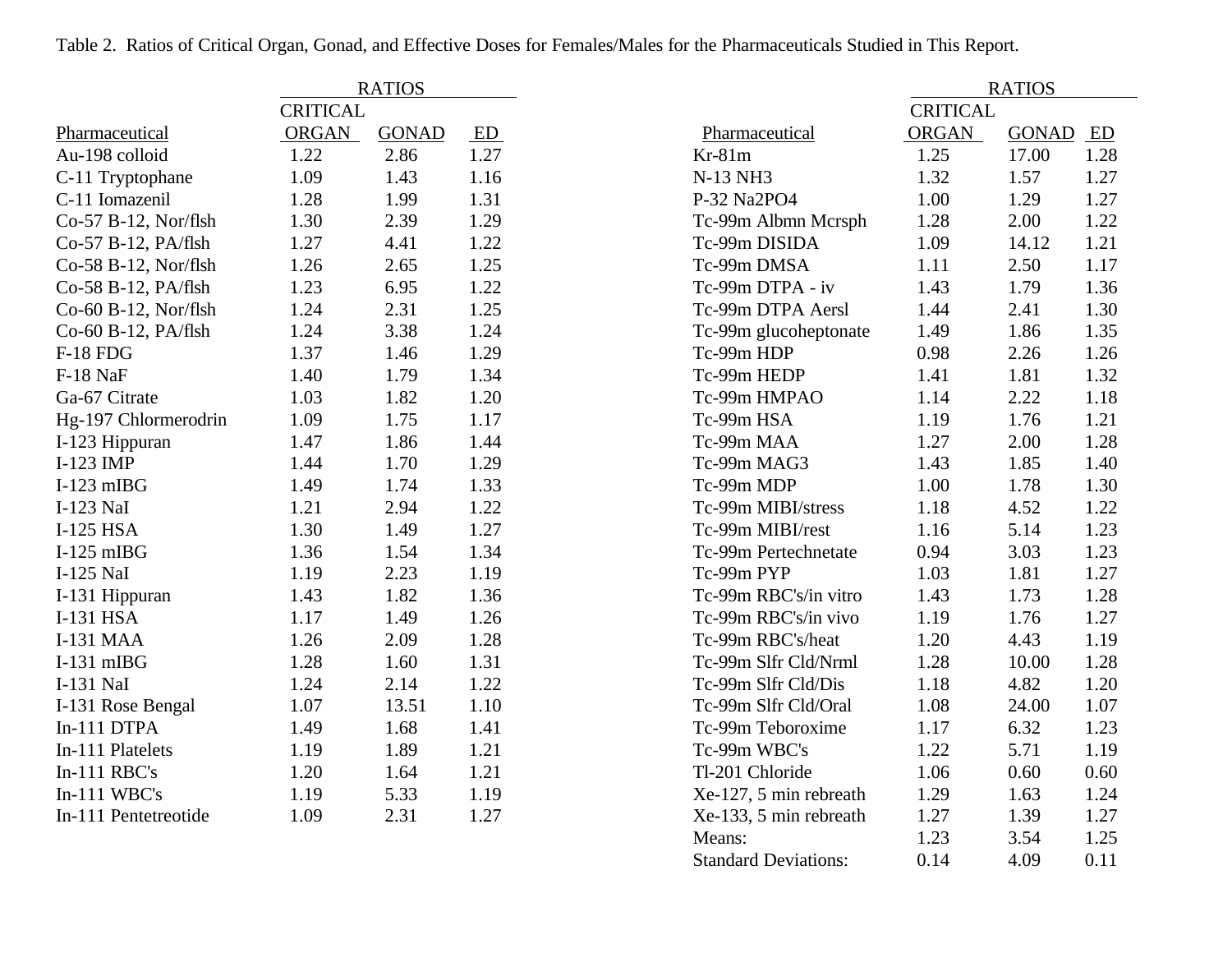Table 2. Ratios of Critical Organ, Gonad, and Effective Doses for Females/Males for the Pharmaceuticals Studied in This Report.

| Pharmaceutical | RATIOS | | |
|---|---|---|---|
| | CRITICAL ORGAN | GONAD | ED |
| Au-198 colloid | 1.22 | 2.86 | 1.27 |
| C-11 Tryptophane | 1.09 | 1.43 | 1.16 |
| C-11 Iomazenil | 1.28 | 1.99 | 1.31 |
| Co-57 B-12, Nor/flsh | 1.30 | 2.39 | 1.29 |
| Co-57 B-12, PA/flsh | 1.27 | 4.41 | 1.22 |
| Co-58 B-12, Nor/flsh | 1.26 | 2.65 | 1.25 |
| Co-58 B-12, PA/flsh | 1.23 | 6.95 | 1.22 |
| Co-60 B-12, Nor/flsh | 1.24 | 2.31 | 1.25 |
| Co-60 B-12, PA/flsh | 1.24 | 3.38 | 1.24 |
| F-18 FDG | 1.37 | 1.46 | 1.29 |
| F-18 NaF | 1.40 | 1.79 | 1.34 |
| Ga-67 Citrate | 1.03 | 1.82 | 1.20 |
| Hg-197 Chlormerodrin | 1.09 | 1.75 | 1.17 |
| I-123 Hippuran | 1.47 | 1.86 | 1.44 |
| I-123 IMP | 1.44 | 1.70 | 1.29 |
| I-123 mIBG | 1.49 | 1.74 | 1.33 |
| I-123 NaI | 1.21 | 2.94 | 1.22 |
| I-125 HSA | 1.30 | 1.49 | 1.27 |
| I-125 mIBG | 1.36 | 1.54 | 1.34 |
| I-125 NaI | 1.19 | 2.23 | 1.19 |
| I-131 Hippuran | 1.43 | 1.82 | 1.36 |
| I-131 HSA | 1.17 | 1.49 | 1.26 |
| I-131 MAA | 1.26 | 2.09 | 1.28 |
| I-131 mIBG | 1.28 | 1.60 | 1.31 |
| I-131 NaI | 1.24 | 2.14 | 1.22 |
| I-131 Rose Bengal | 1.07 | 13.51 | 1.10 |
| In-111 DTPA | 1.49 | 1.68 | 1.41 |
| In-111 Platelets | 1.19 | 1.89 | 1.21 |
| In-111 RBC's | 1.20 | 1.64 | 1.21 |
| In-111 WBC's | 1.19 | 5.33 | 1.19 |
| In-111 Pentetreotide | 1.09 | 2.31 | 1.27 |
| Kr-81m | 1.25 | 17.00 | 1.28 |
| N-13 NH3 | 1.32 | 1.57 | 1.27 |
| P-32 Na2PO4 | 1.00 | 1.29 | 1.27 |
| Tc-99m Albmn Mcrsph | 1.28 | 2.00 | 1.22 |
| Tc-99m DISIDA | 1.09 | 14.12 | 1.21 |
| Tc-99m DMSA | 1.11 | 2.50 | 1.17 |
| Tc-99m DTPA - iv | 1.43 | 1.79 | 1.36 |
| Tc-99m DTPA Aersl | 1.44 | 2.41 | 1.30 |
| Tc-99m glucoheptonate | 1.49 | 1.86 | 1.35 |
| Tc-99m HDP | 0.98 | 2.26 | 1.26 |
| Tc-99m HEDP | 1.41 | 1.81 | 1.32 |
| Tc-99m HMPAO | 1.14 | 2.22 | 1.18 |
| Tc-99m HSA | 1.19 | 1.76 | 1.21 |
| Tc-99m MAA | 1.27 | 2.00 | 1.28 |
| Tc-99m MAG3 | 1.43 | 1.85 | 1.40 |
| Tc-99m MDP | 1.00 | 1.78 | 1.30 |
| Tc-99m MIBI/stress | 1.18 | 4.52 | 1.22 |
| Tc-99m MIBI/rest | 1.16 | 5.14 | 1.23 |
| Tc-99m Pertechnetate | 0.94 | 3.03 | 1.23 |
| Tc-99m PYP | 1.03 | 1.81 | 1.27 |
| Tc-99m RBC's/in vitro | 1.43 | 1.73 | 1.28 |
| Tc-99m RBC's/in vivo | 1.19 | 1.76 | 1.27 |
| Tc-99m RBC's/heat | 1.20 | 4.43 | 1.19 |
| Tc-99m Slfr Cld/Nrml | 1.28 | 10.00 | 1.28 |
| Tc-99m Slfr Cld/Dis | 1.18 | 4.82 | 1.20 |
| Tc-99m Slfr Cld/Oral | 1.08 | 24.00 | 1.07 |
| Tc-99m Teboroxime | 1.17 | 6.32 | 1.23 |
| Tc-99m WBC's | 1.22 | 5.71 | 1.19 |
| Tl-201 Chloride | 1.06 | 0.60 | 0.60 |
| Xe-127, 5 min rebreath | 1.29 | 1.63 | 1.24 |
| Xe-133, 5 min rebreath | 1.27 | 1.39 | 1.27 |
| Means: | 1.23 | 3.54 | 1.25 |
| Standard Deviations: | 0.14 | 4.09 | 0.11 |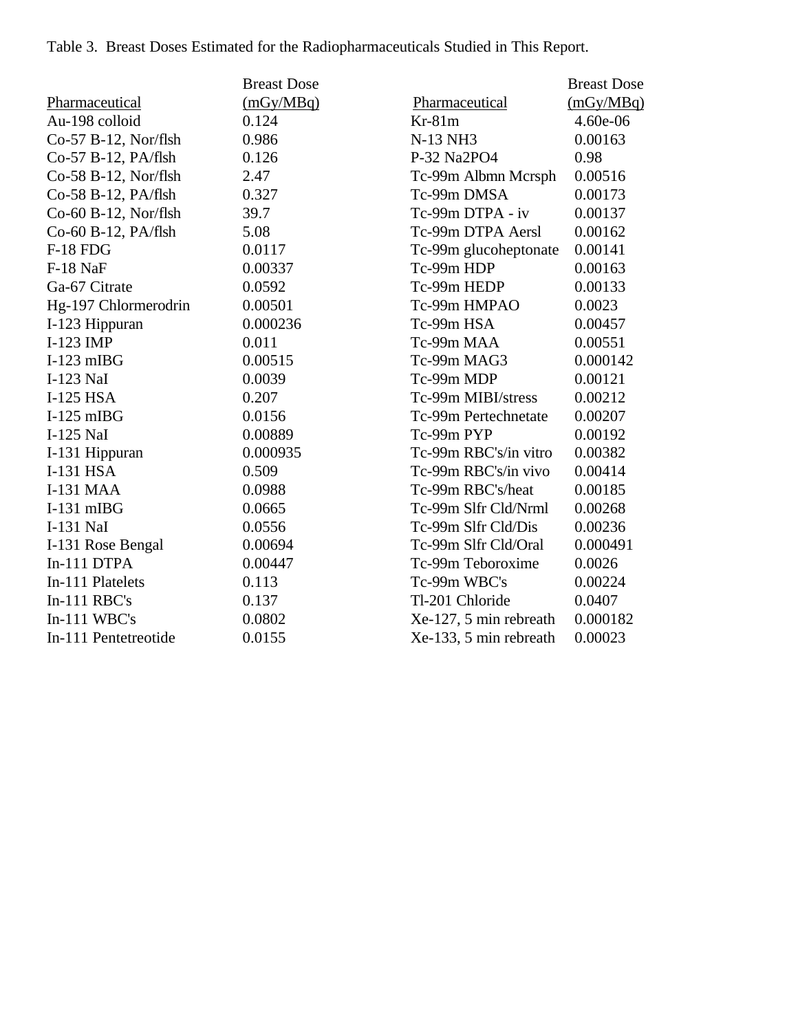Table 3. Breast Doses Estimated for the Radiopharmaceuticals Studied in This Report.

| Pharmaceutical | Breast Dose (mGy/MBq) | Pharmaceutical | Breast Dose (mGy/MBq) |
|---|---|---|---|
| Au-198 colloid | 0.124 | Kr-81m | 4.60e-06 |
| Co-57 B-12, Nor/flsh | 0.986 | N-13 NH3 | 0.00163 |
| Co-57 B-12, PA/flsh | 0.126 | P-32 Na2PO4 | 0.98 |
| Co-58 B-12, Nor/flsh | 2.47 | Tc-99m Albmn Mcrsph | 0.00516 |
| Co-58 B-12, PA/flsh | 0.327 | Tc-99m DMSA | 0.00173 |
| Co-60 B-12, Nor/flsh | 39.7 | Tc-99m DTPA - iv | 0.00137 |
| Co-60 B-12, PA/flsh | 5.08 | Tc-99m DTPA Aersl | 0.00162 |
| F-18 FDG | 0.0117 | Tc-99m glucoheptonate | 0.00141 |
| F-18 NaF | 0.00337 | Tc-99m HDP | 0.00163 |
| Ga-67 Citrate | 0.0592 | Tc-99m HEDP | 0.00133 |
| Hg-197 Chlormerodrin | 0.00501 | Tc-99m HMPAO | 0.0023 |
| I-123 Hippuran | 0.000236 | Tc-99m HSA | 0.00457 |
| I-123 IMP | 0.011 | Tc-99m MAA | 0.00551 |
| I-123 mIBG | 0.00515 | Tc-99m MAG3 | 0.000142 |
| I-123 NaI | 0.0039 | Tc-99m MDP | 0.00121 |
| I-125 HSA | 0.207 | Tc-99m MIBI/stress | 0.00212 |
| I-125 mIBG | 0.0156 | Tc-99m Pertechnetate | 0.00207 |
| I-125 NaI | 0.00889 | Tc-99m PYP | 0.00192 |
| I-131 Hippuran | 0.000935 | Tc-99m RBC's/in vitro | 0.00382 |
| I-131 HSA | 0.509 | Tc-99m RBC's/in vivo | 0.00414 |
| I-131 MAA | 0.0988 | Tc-99m RBC's/heat | 0.00185 |
| I-131 mIBG | 0.0665 | Tc-99m Slfr Cld/Nrml | 0.00268 |
| I-131 NaI | 0.0556 | Tc-99m Slfr Cld/Dis | 0.00236 |
| I-131 Rose Bengal | 0.00694 | Tc-99m Slfr Cld/Oral | 0.000491 |
| In-111 DTPA | 0.00447 | Tc-99m Teboroxime | 0.0026 |
| In-111 Platelets | 0.113 | Tc-99m WBC's | 0.00224 |
| In-111 RBC's | 0.137 | Tl-201 Chloride | 0.0407 |
| In-111 WBC's | 0.0802 | Xe-127, 5 min rebreath | 0.000182 |
| In-111 Pentetreotide | 0.0155 | Xe-133, 5 min rebreath | 0.00023 |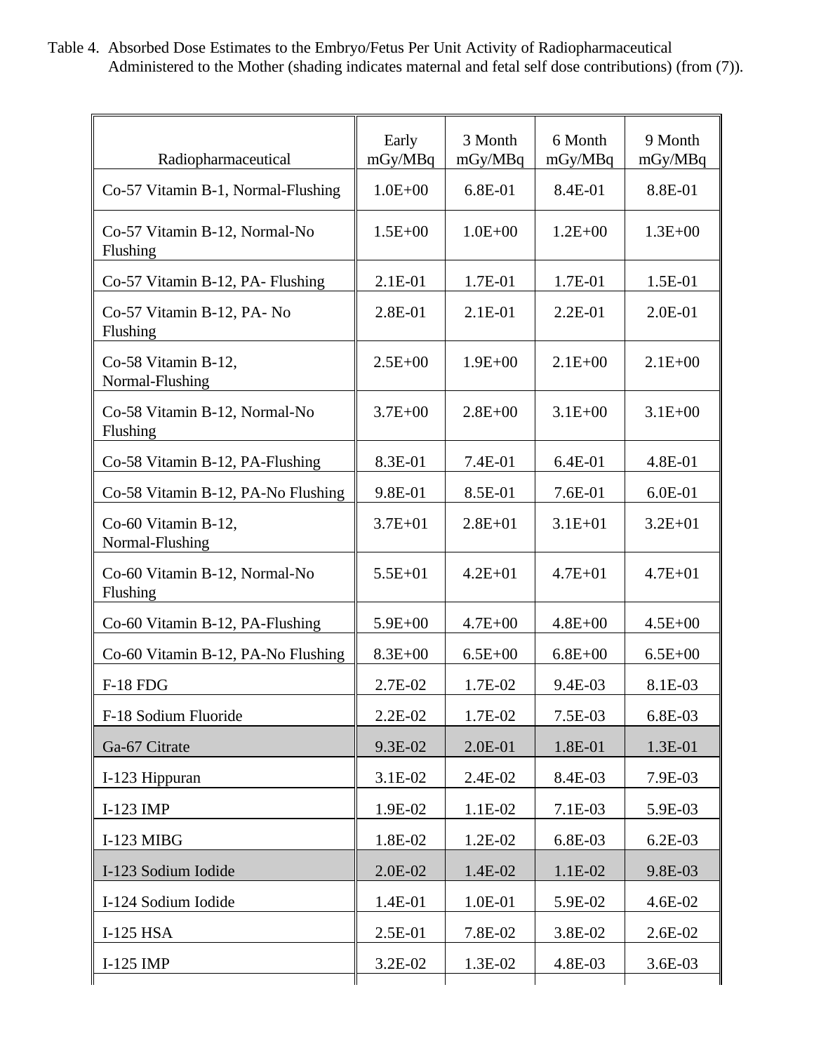Table 4. Absorbed Dose Estimates to the Embryo/Fetus Per Unit Activity of Radiopharmaceutical Administered to the Mother (shading indicates maternal and fetal self dose contributions) (from (7)).

| Radiopharmaceutical | Early mGy/MBq | 3 Month mGy/MBq | 6 Month mGy/MBq | 9 Month mGy/MBq |
|---|---|---|---|---|
| Co-57 Vitamin B-1, Normal-Flushing | 1.0E+00 | 6.8E-01 | 8.4E-01 | 8.8E-01 |
| Co-57 Vitamin B-12, Normal-No Flushing | 1.5E+00 | 1.0E+00 | 1.2E+00 | 1.3E+00 |
| Co-57 Vitamin B-12, PA- Flushing | 2.1E-01 | 1.7E-01 | 1.7E-01 | 1.5E-01 |
| Co-57 Vitamin B-12, PA- No Flushing | 2.8E-01 | 2.1E-01 | 2.2E-01 | 2.0E-01 |
| Co-58 Vitamin B-12, Normal-Flushing | 2.5E+00 | 1.9E+00 | 2.1E+00 | 2.1E+00 |
| Co-58 Vitamin B-12, Normal-No Flushing | 3.7E+00 | 2.8E+00 | 3.1E+00 | 3.1E+00 |
| Co-58 Vitamin B-12, PA-Flushing | 8.3E-01 | 7.4E-01 | 6.4E-01 | 4.8E-01 |
| Co-58 Vitamin B-12, PA-No Flushing | 9.8E-01 | 8.5E-01 | 7.6E-01 | 6.0E-01 |
| Co-60 Vitamin B-12, Normal-Flushing | 3.7E+01 | 2.8E+01 | 3.1E+01 | 3.2E+01 |
| Co-60 Vitamin B-12, Normal-No Flushing | 5.5E+01 | 4.2E+01 | 4.7E+01 | 4.7E+01 |
| Co-60 Vitamin B-12, PA-Flushing | 5.9E+00 | 4.7E+00 | 4.8E+00 | 4.5E+00 |
| Co-60 Vitamin B-12, PA-No Flushing | 8.3E+00 | 6.5E+00 | 6.8E+00 | 6.5E+00 |
| F-18 FDG | 2.7E-02 | 1.7E-02 | 9.4E-03 | 8.1E-03 |
| F-18 Sodium Fluoride | 2.2E-02 | 1.7E-02 | 7.5E-03 | 6.8E-03 |
| Ga-67 Citrate | 9.3E-02 | 2.0E-01 | 1.8E-01 | 1.3E-01 |
| I-123 Hippuran | 3.1E-02 | 2.4E-02 | 8.4E-03 | 7.9E-03 |
| I-123 IMP | 1.9E-02 | 1.1E-02 | 7.1E-03 | 5.9E-03 |
| I-123 MIBG | 1.8E-02 | 1.2E-02 | 6.8E-03 | 6.2E-03 |
| I-123 Sodium Iodide | 2.0E-02 | 1.4E-02 | 1.1E-02 | 9.8E-03 |
| I-124 Sodium Iodide | 1.4E-01 | 1.0E-01 | 5.9E-02 | 4.6E-02 |
| I-125 HSA | 2.5E-01 | 7.8E-02 | 3.8E-02 | 2.6E-02 |
| I-125 IMP | 3.2E-02 | 1.3E-02 | 4.8E-03 | 3.6E-03 |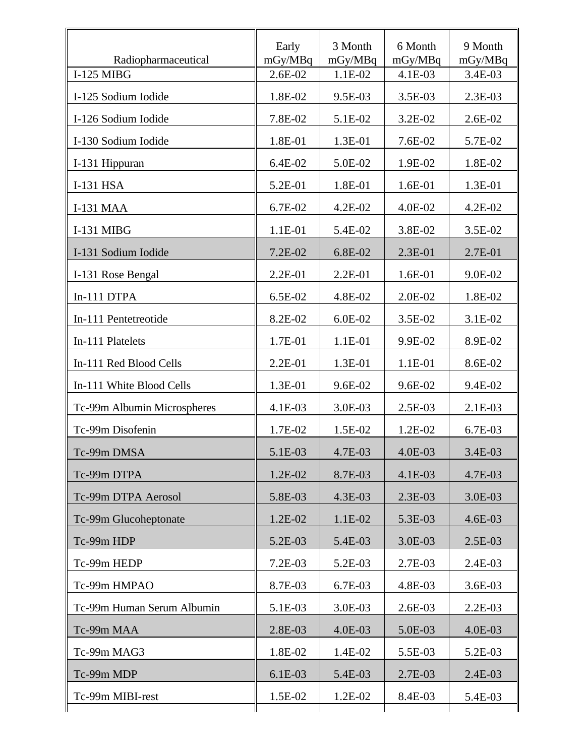| Radiopharmaceutical | Early mGy/MBq | 3 Month mGy/MBq | 6 Month mGy/MBq | 9 Month mGy/MBq |
|---|---|---|---|---|
| I-125 MIBG | 2.6E-02 | 1.1E-02 | 4.1E-03 | 3.4E-03 |
| I-125 Sodium Iodide | 1.8E-02 | 9.5E-03 | 3.5E-03 | 2.3E-03 |
| I-126 Sodium Iodide | 7.8E-02 | 5.1E-02 | 3.2E-02 | 2.6E-02 |
| I-130 Sodium Iodide | 1.8E-01 | 1.3E-01 | 7.6E-02 | 5.7E-02 |
| I-131 Hippuran | 6.4E-02 | 5.0E-02 | 1.9E-02 | 1.8E-02 |
| I-131 HSA | 5.2E-01 | 1.8E-01 | 1.6E-01 | 1.3E-01 |
| I-131 MAA | 6.7E-02 | 4.2E-02 | 4.0E-02 | 4.2E-02 |
| I-131 MIBG | 1.1E-01 | 5.4E-02 | 3.8E-02 | 3.5E-02 |
| I-131 Sodium Iodide | 7.2E-02 | 6.8E-02 | 2.3E-01 | 2.7E-01 |
| I-131 Rose Bengal | 2.2E-01 | 2.2E-01 | 1.6E-01 | 9.0E-02 |
| In-111 DTPA | 6.5E-02 | 4.8E-02 | 2.0E-02 | 1.8E-02 |
| In-111 Pentetreotide | 8.2E-02 | 6.0E-02 | 3.5E-02 | 3.1E-02 |
| In-111 Platelets | 1.7E-01 | 1.1E-01 | 9.9E-02 | 8.9E-02 |
| In-111 Red Blood Cells | 2.2E-01 | 1.3E-01 | 1.1E-01 | 8.6E-02 |
| In-111 White Blood Cells | 1.3E-01 | 9.6E-02 | 9.6E-02 | 9.4E-02 |
| Tc-99m Albumin Microspheres | 4.1E-03 | 3.0E-03 | 2.5E-03 | 2.1E-03 |
| Tc-99m Disofenin | 1.7E-02 | 1.5E-02 | 1.2E-02 | 6.7E-03 |
| Tc-99m DMSA | 5.1E-03 | 4.7E-03 | 4.0E-03 | 3.4E-03 |
| Tc-99m DTPA | 1.2E-02 | 8.7E-03 | 4.1E-03 | 4.7E-03 |
| Tc-99m DTPA Aerosol | 5.8E-03 | 4.3E-03 | 2.3E-03 | 3.0E-03 |
| Tc-99m Glucoheptonate | 1.2E-02 | 1.1E-02 | 5.3E-03 | 4.6E-03 |
| Tc-99m HDP | 5.2E-03 | 5.4E-03 | 3.0E-03 | 2.5E-03 |
| Tc-99m HEDP | 7.2E-03 | 5.2E-03 | 2.7E-03 | 2.4E-03 |
| Tc-99m HMPAO | 8.7E-03 | 6.7E-03 | 4.8E-03 | 3.6E-03 |
| Tc-99m Human Serum Albumin | 5.1E-03 | 3.0E-03 | 2.6E-03 | 2.2E-03 |
| Tc-99m MAA | 2.8E-03 | 4.0E-03 | 5.0E-03 | 4.0E-03 |
| Tc-99m MAG3 | 1.8E-02 | 1.4E-02 | 5.5E-03 | 5.2E-03 |
| Tc-99m MDP | 6.1E-03 | 5.4E-03 | 2.7E-03 | 2.4E-03 |
| Tc-99m MIBI-rest | 1.5E-02 | 1.2E-02 | 8.4E-03 | 5.4E-03 |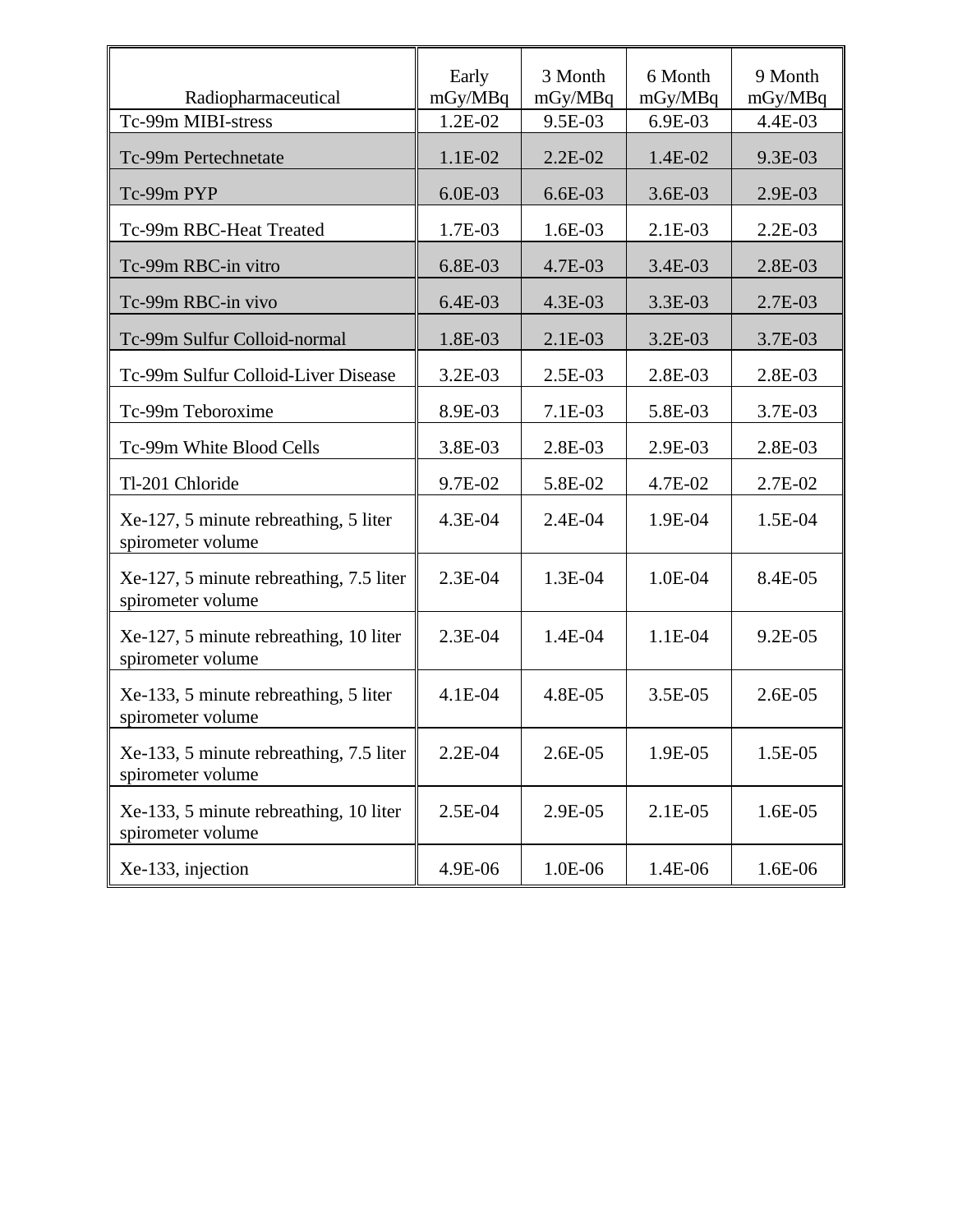| Radiopharmaceutical | Early mGy/MBq | 3 Month mGy/MBq | 6 Month mGy/MBq | 9 Month mGy/MBq |
|---|---|---|---|---|
| Tc-99m MIBI-stress | 1.2E-02 | 9.5E-03 | 6.9E-03 | 4.4E-03 |
| Tc-99m Pertechnetate | 1.1E-02 | 2.2E-02 | 1.4E-02 | 9.3E-03 |
| Tc-99m PYP | 6.0E-03 | 6.6E-03 | 3.6E-03 | 2.9E-03 |
| Tc-99m RBC-Heat Treated | 1.7E-03 | 1.6E-03 | 2.1E-03 | 2.2E-03 |
| Tc-99m RBC-in vitro | 6.8E-03 | 4.7E-03 | 3.4E-03 | 2.8E-03 |
| Tc-99m RBC-in vivo | 6.4E-03 | 4.3E-03 | 3.3E-03 | 2.7E-03 |
| Tc-99m Sulfur Colloid-normal | 1.8E-03 | 2.1E-03 | 3.2E-03 | 3.7E-03 |
| Tc-99m Sulfur Colloid-Liver Disease | 3.2E-03 | 2.5E-03 | 2.8E-03 | 2.8E-03 |
| Tc-99m Teboroxime | 8.9E-03 | 7.1E-03 | 5.8E-03 | 3.7E-03 |
| Tc-99m White Blood Cells | 3.8E-03 | 2.8E-03 | 2.9E-03 | 2.8E-03 |
| Tl-201 Chloride | 9.7E-02 | 5.8E-02 | 4.7E-02 | 2.7E-02 |
| Xe-127, 5 minute rebreathing, 5 liter spirometer volume | 4.3E-04 | 2.4E-04 | 1.9E-04 | 1.5E-04 |
| Xe-127, 5 minute rebreathing, 7.5 liter spirometer volume | 2.3E-04 | 1.3E-04 | 1.0E-04 | 8.4E-05 |
| Xe-127, 5 minute rebreathing, 10 liter spirometer volume | 2.3E-04 | 1.4E-04 | 1.1E-04 | 9.2E-05 |
| Xe-133, 5 minute rebreathing, 5 liter spirometer volume | 4.1E-04 | 4.8E-05 | 3.5E-05 | 2.6E-05 |
| Xe-133, 5 minute rebreathing, 7.5 liter spirometer volume | 2.2E-04 | 2.6E-05 | 1.9E-05 | 1.5E-05 |
| Xe-133, 5 minute rebreathing, 10 liter spirometer volume | 2.5E-04 | 2.9E-05 | 2.1E-05 | 1.6E-05 |
| Xe-133, injection | 4.9E-06 | 1.0E-06 | 1.4E-06 | 1.6E-06 |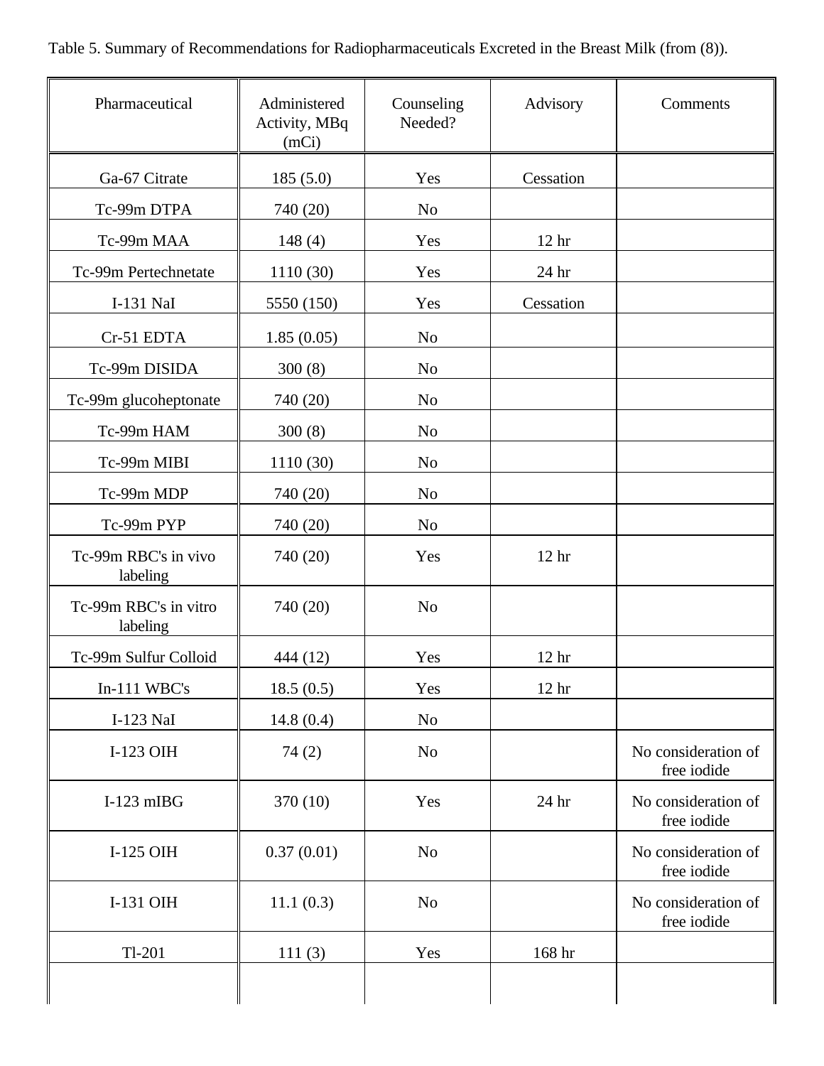Table 5. Summary of Recommendations for Radiopharmaceuticals Excreted in the Breast Milk (from (8)).

| Pharmaceutical | Administered Activity, MBq (mCi) | Counseling Needed? | Advisory | Comments |
|---|---|---|---|---|
| Ga-67 Citrate | 185 (5.0) | Yes | Cessation | |
| Tc-99m DTPA | 740 (20) | No | | |
| Tc-99m MAA | 148 (4) | Yes | 12 hr | |
| Tc-99m Pertechnetate | 1110 (30) | Yes | 24 hr | |
| I-131 NaI | 5550 (150) | Yes | Cessation | |
| Cr-51 EDTA | 1.85 (0.05) | No | | |
| Tc-99m DISIDA | 300 (8) | No | | |
| Tc-99m glucoheptonate | 740 (20) | No | | |
| Tc-99m HAM | 300 (8) | No | | |
| Tc-99m MIBI | 1110 (30) | No | | |
| Tc-99m MDP | 740 (20) | No | | |
| Tc-99m PYP | 740 (20) | No | | |
| Tc-99m RBC's in vivo labeling | 740 (20) | Yes | 12 hr | |
| Tc-99m RBC's in vitro labeling | 740 (20) | No | | |
| Tc-99m Sulfur Colloid | 444 (12) | Yes | 12 hr | |
| In-111 WBC's | 18.5 (0.5) | Yes | 12 hr | |
| I-123 NaI | 14.8 (0.4) | No | | |
| I-123 OIH | 74 (2) | No | | No consideration of free iodide |
| I-123 mIBG | 370 (10) | Yes | 24 hr | No consideration of free iodide |
| I-125 OIH | 0.37 (0.01) | No | | No consideration of free iodide |
| I-131 OIH | 11.1 (0.3) | No | | No consideration of free iodide |
| Tl-201 | 111 (3) | Yes | 168 hr | |
| | | | | |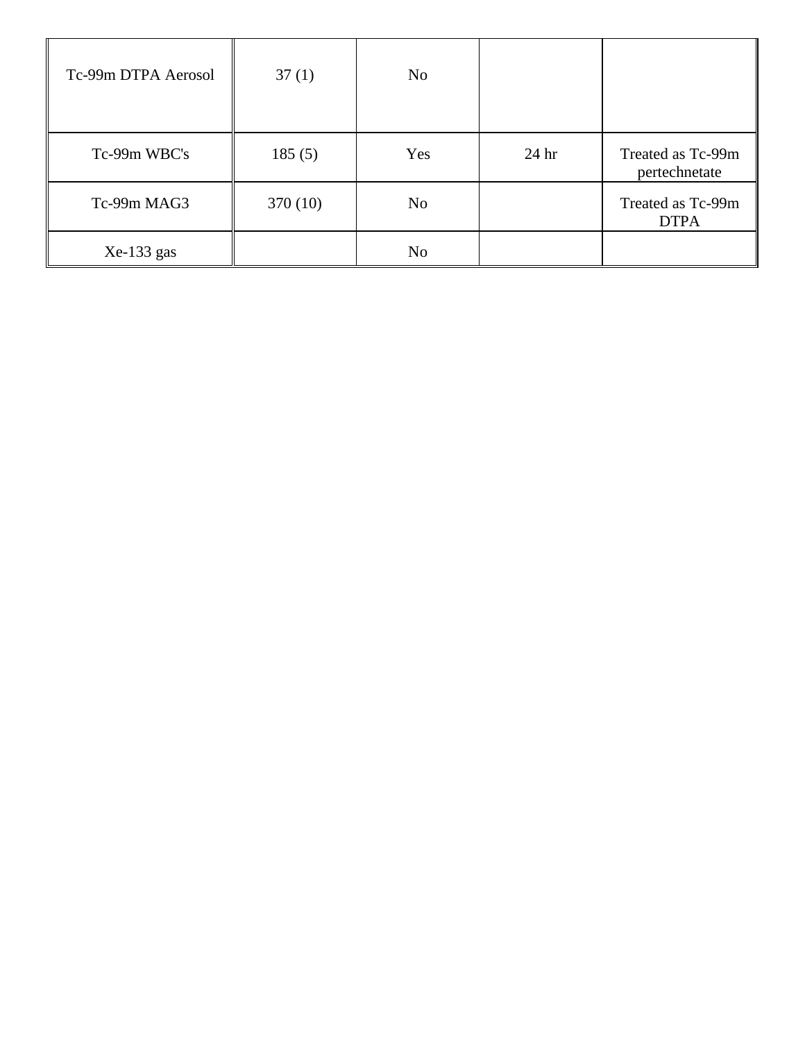| | | | | |
|---|---|---|---|---|
| Tc-99m DTPA Aerosol | 37 (1) | No | | |
| Tc-99m WBC's | 185 (5) | Yes | 24 hr | Treated as Tc-99m pertechnetate |
| Tc-99m MAG3 | 370 (10) | No | | Treated as Tc-99m DTPA |
| Xe-133 gas | | No | | |